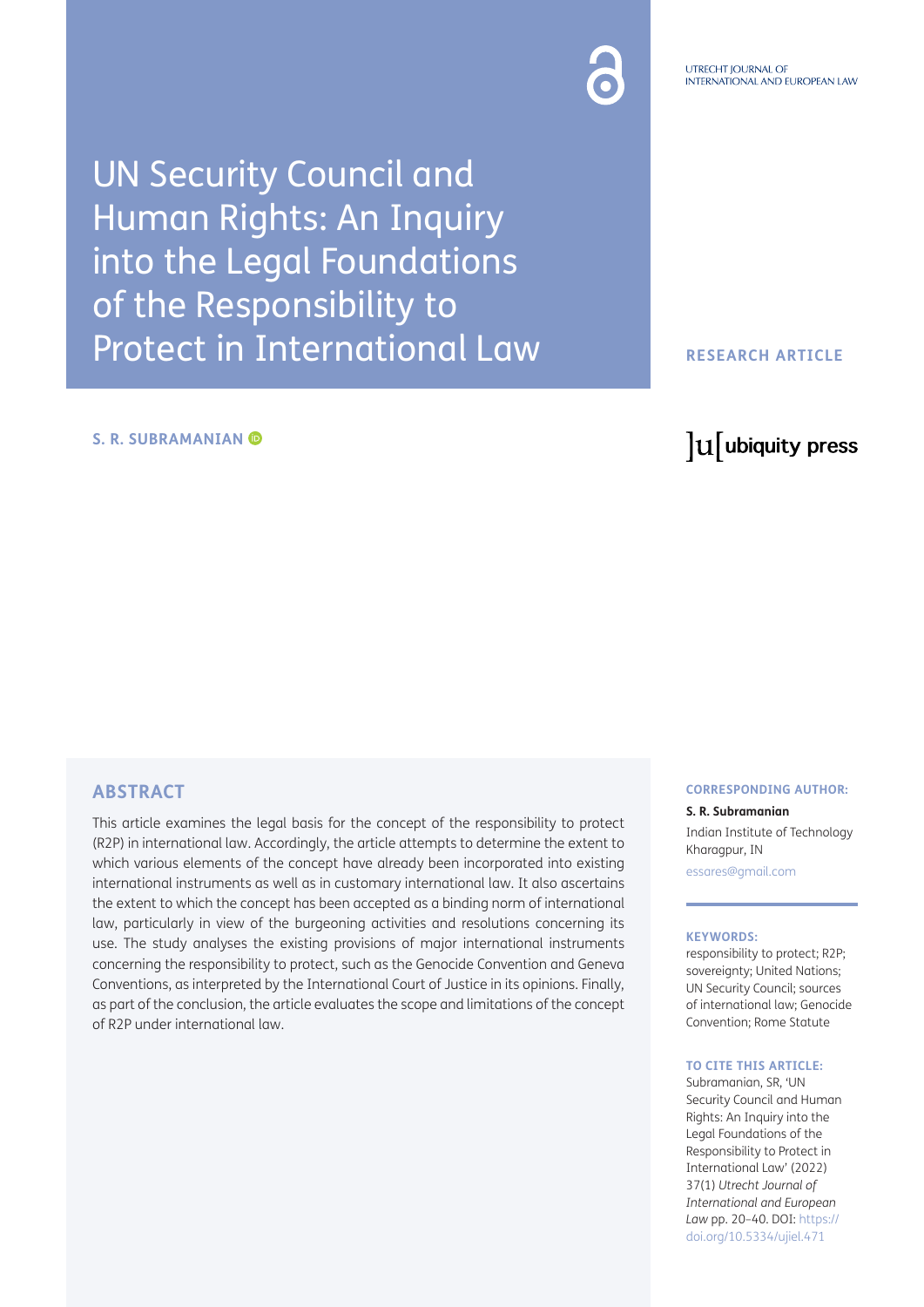UTRECHT JOURNAL OF INTERNATIONAL AND EUROPEAN LAW

# UN Security Council and Human Rights: An Inquiry into the Legal Foundations of the Responsibility to Protect in International Law

**RESEARCH ARTICLE**

**S. R. SUBRAMANIAN**

ubiquity press

## ABSTRACT

This article examines the legal basis for the concept of the responsibility to protect (R2P) in international law. Accordingly, the article attempts to determine the extent to which various elements of the concept have already been incorporated into existing international instruments as well as in customary international law. It also ascertains the extent to which the concept has been accepted as a binding norm of international law, particularly in view of the burgeoning activities and resolutions concerning its use. The study analyses the existing provisions of major international instruments concerning the responsibility to protect, such as the Genocide Convention and Geneva Conventions, as interpreted by the International Court of Justice in its opinions. Finally, as part of the conclusion, the article evaluates the scope and limitations of the concept of R2P under international law.

**CORRESPONDING AUTHOR:**

**S. R. Subramanian**

Indian Institute of Technology Kharagpur, IN

essares@gmail.com

**KEYWORDS:**

responsibility to protect; R2P; sovereignty; United Nations; UN Security Council; sources of international law; Genocide Convention; Rome Statute

**TO CITE THIS ARTICLE:**

Subramanian, SR, 'UN Security Council and Human Rights: An Inquiry into the Legal Foundations of the Responsibility to Protect in International Law' (2022) 37(1) *Utrecht Journal of International and European Law* pp. 20–40. DOI: https://doi.org/10.5334/ujiel.471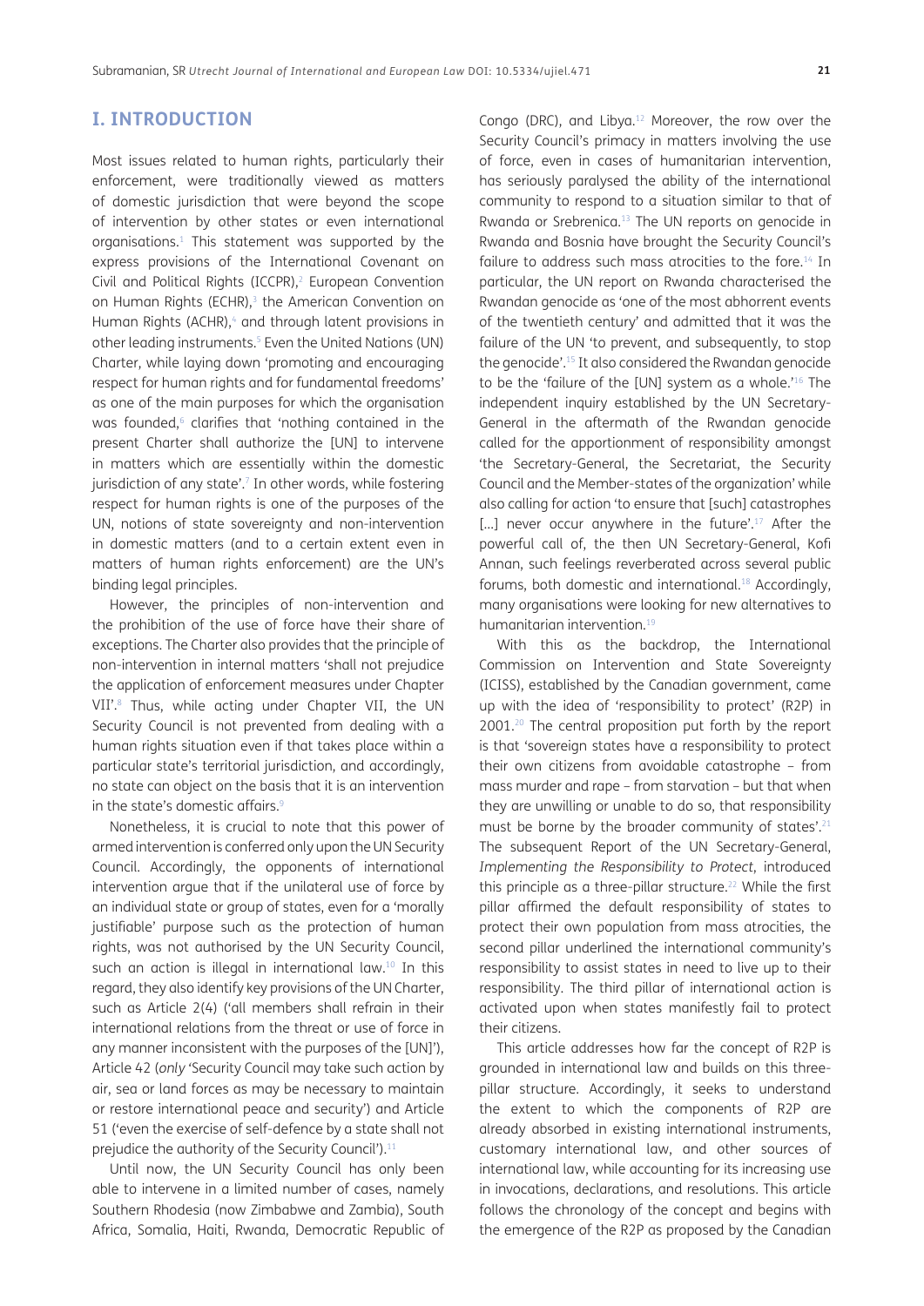## I. INTRODUCTION

Most issues related to human rights, particularly their enforcement, were traditionally viewed as matters of domestic jurisdiction that were beyond the scope of intervention by other states or even international organisations.[1] This statement was supported by the express provisions of the International Covenant on Civil and Political Rights (ICCPR),[2] European Convention on Human Rights (ECHR),[3] the American Convention on Human Rights (ACHR),[4] and through latent provisions in other leading instruments.[5] Even the United Nations (UN) Charter, while laying down 'promoting and encouraging respect for human rights and for fundamental freedoms' as one of the main purposes for which the organisation was founded,[6] clarifies that 'nothing contained in the present Charter shall authorize the [UN] to intervene in matters which are essentially within the domestic jurisdiction of any state'.[7] In other words, while fostering respect for human rights is one of the purposes of the UN, notions of state sovereignty and non-intervention in domestic matters (and to a certain extent even in matters of human rights enforcement) are the UN's binding legal principles.

However, the principles of non-intervention and the prohibition of the use of force have their share of exceptions. The Charter also provides that the principle of non-intervention in internal matters 'shall not prejudice the application of enforcement measures under Chapter VII'.[8] Thus, while acting under Chapter VII, the UN Security Council is not prevented from dealing with a human rights situation even if that takes place within a particular state's territorial jurisdiction, and accordingly, no state can object on the basis that it is an intervention in the state's domestic affairs.[9]

Nonetheless, it is crucial to note that this power of armed intervention is conferred only upon the UN Security Council. Accordingly, the opponents of international intervention argue that if the unilateral use of force by an individual state or group of states, even for a 'morally justifiable' purpose such as the protection of human rights, was not authorised by the UN Security Council, such an action is illegal in international law.[10] In this regard, they also identify key provisions of the UN Charter, such as Article 2(4) ('all members shall refrain in their international relations from the threat or use of force in any manner inconsistent with the purposes of the [UN]'), Article 42 (*only* 'Security Council may take such action by air, sea or land forces as may be necessary to maintain or restore international peace and security') and Article 51 ('even the exercise of self-defence by a state shall not prejudice the authority of the Security Council').[11]

Until now, the UN Security Council has only been able to intervene in a limited number of cases, namely Southern Rhodesia (now Zimbabwe and Zambia), South Africa, Somalia, Haiti, Rwanda, Democratic Republic of Congo (DRC), and Libya.[12] Moreover, the row over the Security Council's primacy in matters involving the use of force, even in cases of humanitarian intervention, has seriously paralysed the ability of the international community to respond to a situation similar to that of Rwanda or Srebrenica.[13] The UN reports on genocide in Rwanda and Bosnia have brought the Security Council's failure to address such mass atrocities to the fore.[14] In particular, the UN report on Rwanda characterised the Rwandan genocide as 'one of the most abhorrent events of the twentieth century' and admitted that it was the failure of the UN 'to prevent, and subsequently, to stop the genocide'.[15] It also considered the Rwandan genocide to be the 'failure of the [UN] system as a whole.'[16] The independent inquiry established by the UN Secretary-General in the aftermath of the Rwandan genocide called for the apportionment of responsibility amongst 'the Secretary-General, the Secretariat, the Security Council and the Member-states of the organization' while also calling for action 'to ensure that [such] catastrophes [...] never occur anywhere in the future'.[17] After the powerful call of, the then UN Secretary-General, Kofi Annan, such feelings reverberated across several public forums, both domestic and international.[18] Accordingly, many organisations were looking for new alternatives to humanitarian intervention.[19]

With this as the backdrop, the International Commission on Intervention and State Sovereignty (ICISS), established by the Canadian government, came up with the idea of 'responsibility to protect' (R2P) in 2001.[20] The central proposition put forth by the report is that 'sovereign states have a responsibility to protect their own citizens from avoidable catastrophe – from mass murder and rape – from starvation – but that when they are unwilling or unable to do so, that responsibility must be borne by the broader community of states'.[21] The subsequent Report of the UN Secretary-General, *Implementing the Responsibility to Protect*, introduced this principle as a three-pillar structure.[22] While the first pillar affirmed the default responsibility of states to protect their own population from mass atrocities, the second pillar underlined the international community's responsibility to assist states in need to live up to their responsibility. The third pillar of international action is activated upon when states manifestly fail to protect their citizens.

This article addresses how far the concept of R2P is grounded in international law and builds on this three-pillar structure. Accordingly, it seeks to understand the extent to which the components of R2P are already absorbed in existing international instruments, customary international law, and other sources of international law, while accounting for its increasing use in invocations, declarations, and resolutions. This article follows the chronology of the concept and begins with the emergence of the R2P as proposed by the Canadian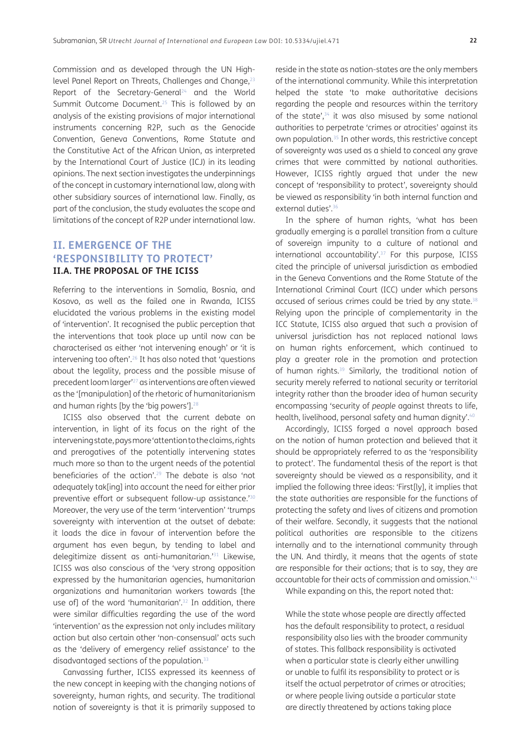Commission and as developed through the UN High-level Panel Report on Threats, Challenges and Change,[23] Report of the Secretary-General[24] and the World Summit Outcome Document.[25] This is followed by an analysis of the existing provisions of major international instruments concerning R2P, such as the Genocide Convention, Geneva Conventions, Rome Statute and the Constitutive Act of the African Union, as interpreted by the International Court of Justice (ICJ) in its leading opinions. The next section investigates the underpinnings of the concept in customary international law, along with other subsidiary sources of international law. Finally, as part of the conclusion, the study evaluates the scope and limitations of the concept of R2P under international law.

## II. EMERGENCE OF THE 'RESPONSIBILITY TO PROTECT'

### II.A. THE PROPOSAL OF THE ICISS

Referring to the interventions in Somalia, Bosnia, and Kosovo, as well as the failed one in Rwanda, ICISS elucidated the various problems in the existing model of 'intervention'. It recognised the public perception that the interventions that took place up until now can be characterised as either 'not intervening enough' or 'it is intervening too often'.[26] It has also noted that 'questions about the legality, process and the possible misuse of precedent loom larger'[27] as interventions are often viewed as the '[manipulation] of the rhetoric of humanitarianism and human rights [by the 'big powers'].[28]

ICISS also observed that the current debate on intervention, in light of its focus on the right of the intervening state, pays more 'attention to the claims, rights and prerogatives of the potentially intervening states much more so than to the urgent needs of the potential beneficiaries of the action'.[29] The debate is also 'not adequately tak[ing] into account the need for either prior preventive effort or subsequent follow-up assistance.'[30] Moreover, the very use of the term 'intervention' 'trumps sovereignty with intervention at the outset of debate: it loads the dice in favour of intervention before the argument has even begun, by tending to label and delegitimize dissent as anti-humanitarian.'[31] Likewise, ICISS was also conscious of the 'very strong opposition expressed by the humanitarian agencies, humanitarian organizations and humanitarian workers towards [the use of] of the word 'humanitarian'.[32] In addition, there were similar difficulties regarding the use of the word 'intervention' as the expression not only includes military action but also certain other 'non-consensual' acts such as the 'delivery of emergency relief assistance' to the disadvantaged sections of the population.[33]

Canvassing further, ICISS expressed its keenness of the new concept in keeping with the changing notions of sovereignty, human rights, and security. The traditional notion of sovereignty is that it is primarily supposed to reside in the state as nation-states are the only members of the international community. While this interpretation helped the state 'to make authoritative decisions regarding the people and resources within the territory of the state',[34] it was also misused by some national authorities to perpetrate 'crimes or atrocities' against its own population.[35] In other words, this restrictive concept of sovereignty was used as a shield to conceal any grave crimes that were committed by national authorities. However, ICISS rightly argued that under the new concept of 'responsibility to protect', sovereignty should be viewed as responsibility 'in both internal function and external duties'.[36]

In the sphere of human rights, 'what has been gradually emerging is a parallel transition from a culture of sovereign impunity to a culture of national and international accountability'.[37] For this purpose, ICISS cited the principle of universal jurisdiction as embodied in the Geneva Conventions and the Rome Statute of the International Criminal Court (ICC) under which persons accused of serious crimes could be tried by any state.[38] Relying upon the principle of complementarity in the ICC Statute, ICISS also argued that such a provision of universal jurisdiction has not replaced national laws on human rights enforcement, which continued to play a greater role in the promotion and protection of human rights.[39] Similarly, the traditional notion of security merely referred to national security or territorial integrity rather than the broader idea of human security encompassing 'security of *people* against threats to life, health, livelihood, personal safety and human dignity'.[40]

Accordingly, ICISS forged a novel approach based on the notion of human protection and believed that it should be appropriately referred to as the 'responsibility to protect'. The fundamental thesis of the report is that sovereignty should be viewed as a responsibility, and it implied the following three ideas: 'First[ly], it implies that the state authorities are responsible for the functions of protecting the safety and lives of citizens and promotion of their welfare. Secondly, it suggests that the national political authorities are responsible to the citizens internally and to the international community through the UN. And thirdly, it means that the agents of state are responsible for their actions; that is to say, they are accountable for their acts of commission and omission.'[41]

While expanding on this, the report noted that:

> While the state whose people are directly affected has the default responsibility to protect, a residual responsibility also lies with the broader community of states. This fallback responsibility is activated when a particular state is clearly either unwilling or unable to fulfil its responsibility to protect or is itself the actual perpetrator of crimes or atrocities; or where people living outside a particular state are directly threatened by actions taking place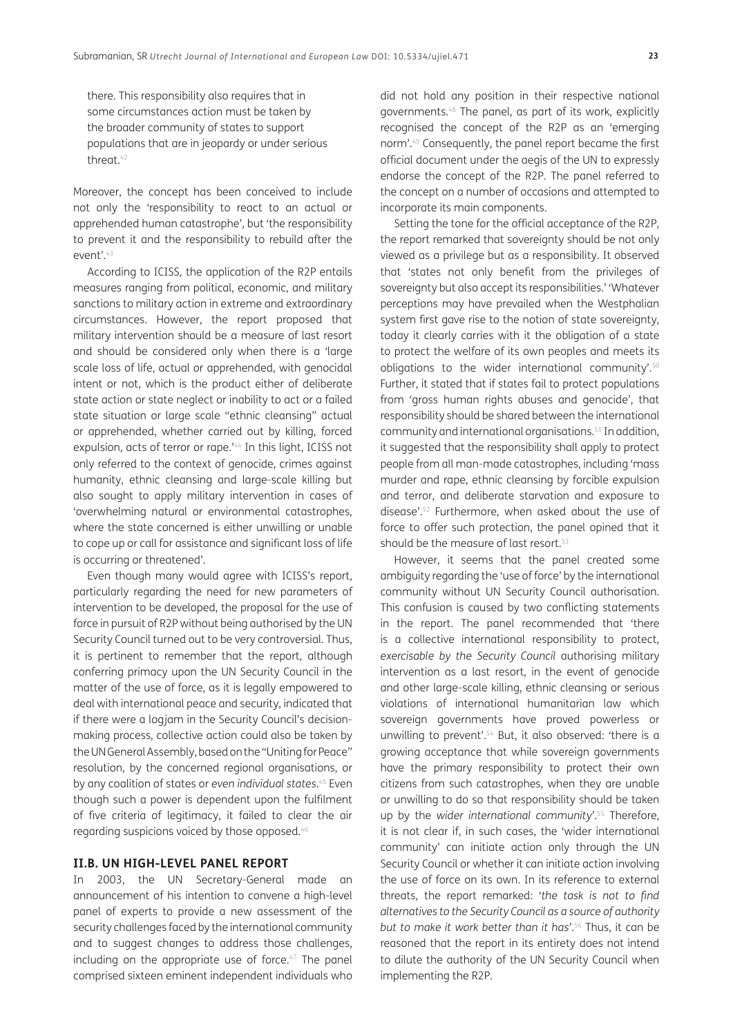there. This responsibility also requires that in some circumstances action must be taken by the broader community of states to support populations that are in jeopardy or under serious threat.[42]

Moreover, the concept has been conceived to include not only the 'responsibility to react to an actual or apprehended human catastrophe', but 'the responsibility to prevent it and the responsibility to rebuild after the event'.[43]

According to ICISS, the application of the R2P entails measures ranging from political, economic, and military sanctions to military action in extreme and extraordinary circumstances. However, the report proposed that military intervention should be a measure of last resort and should be considered only when there is a 'large scale loss of life, actual or apprehended, with genocidal intent or not, which is the product either of deliberate state action or state neglect or inability to act or a failed state situation or large scale "ethnic cleansing" actual or apprehended, whether carried out by killing, forced expulsion, acts of terror or rape.'[44] In this light, ICISS not only referred to the context of genocide, crimes against humanity, ethnic cleansing and large-scale killing but also sought to apply military intervention in cases of 'overwhelming natural or environmental catastrophes, where the state concerned is either unwilling or unable to cope up or call for assistance and significant loss of life is occurring or threatened'.

Even though many would agree with ICISS's report, particularly regarding the need for new parameters of intervention to be developed, the proposal for the use of force in pursuit of R2P without being authorised by the UN Security Council turned out to be very controversial. Thus, it is pertinent to remember that the report, although conferring primacy upon the UN Security Council in the matter of the use of force, as it is legally empowered to deal with international peace and security, indicated that if there were a logjam in the Security Council's decision-making process, collective action could also be taken by the UN General Assembly, based on the "Uniting for Peace" resolution, by the concerned regional organisations, or by any coalition of states or *even individual states*.[45] Even though such a power is dependent upon the fulfilment of five criteria of legitimacy, it failed to clear the air regarding suspicions voiced by those opposed.[46]

### II.B. UN HIGH-LEVEL PANEL REPORT

In 2003, the UN Secretary-General made an announcement of his intention to convene a high-level panel of experts to provide a new assessment of the security challenges faced by the international community and to suggest changes to address those challenges, including on the appropriate use of force.[47] The panel comprised sixteen eminent independent individuals who did not hold any position in their respective national governments.[48] The panel, as part of its work, explicitly recognised the concept of the R2P as an 'emerging norm'.[49] Consequently, the panel report became the first official document under the aegis of the UN to expressly endorse the concept of the R2P. The panel referred to the concept on a number of occasions and attempted to incorporate its main components.

Setting the tone for the official acceptance of the R2P, the report remarked that sovereignty should be not only viewed as a privilege but as a responsibility. It observed that 'states not only benefit from the privileges of sovereignty but also accept its responsibilities.' 'Whatever perceptions may have prevailed when the Westphalian system first gave rise to the notion of state sovereignty, today it clearly carries with it the obligation of a state to protect the welfare of its own peoples and meets its obligations to the wider international community'.[50] Further, it stated that if states fail to protect populations from 'gross human rights abuses and genocide', that responsibility should be shared between the international community and international organisations.[51] In addition, it suggested that the responsibility shall apply to protect people from all man-made catastrophes, including 'mass murder and rape, ethnic cleansing by forcible expulsion and terror, and deliberate starvation and exposure to disease'.[52] Furthermore, when asked about the use of force to offer such protection, the panel opined that it should be the measure of last resort.[53]

However, it seems that the panel created some ambiguity regarding the 'use of force' by the international community without UN Security Council authorisation. This confusion is caused by two conflicting statements in the report. The panel recommended that 'there is a collective international responsibility to protect, *exercisable by the Security Council* authorising military intervention as a last resort, in the event of genocide and other large-scale killing, ethnic cleansing or serious violations of international humanitarian law which sovereign governments have proved powerless or unwilling to prevent'.[54] But, it also observed: 'there is a growing acceptance that while sovereign governments have the primary responsibility to protect their own citizens from such catastrophes, when they are unable or unwilling to do so that responsibility should be taken up by the *wider international community*'.[55] Therefore, it is not clear if, in such cases, the 'wider international community' can initiate action only through the UN Security Council or whether it can initiate action involving the use of force on its own. In its reference to external threats, the report remarked: '*the task is not to find alternatives to the Security Council as a source of authority but to make it work better than it has*'.[56] Thus, it can be reasoned that the report in its entirety does not intend to dilute the authority of the UN Security Council when implementing the R2P.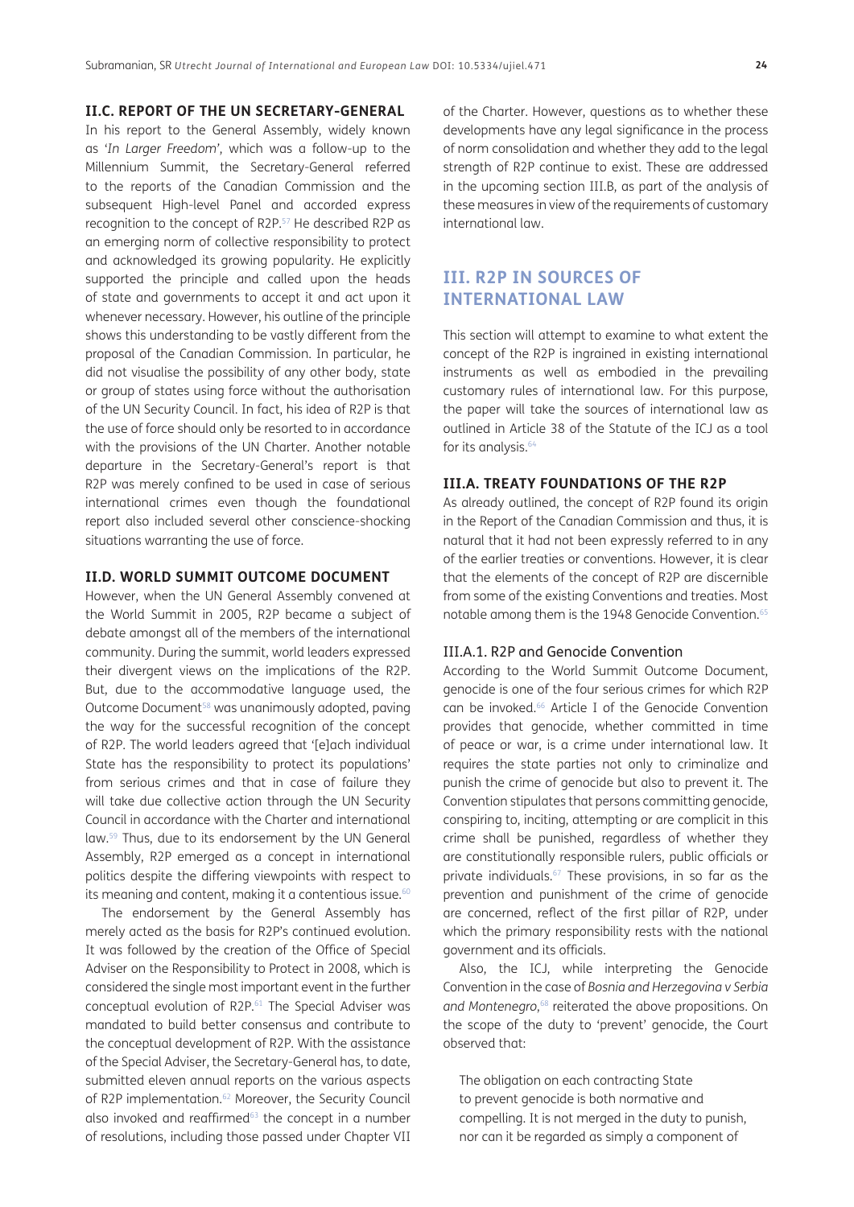### II.C. REPORT OF THE UN SECRETARY-GENERAL

In his report to the General Assembly, widely known as '*In Larger Freedom*', which was a follow-up to the Millennium Summit, the Secretary-General referred to the reports of the Canadian Commission and the subsequent High-level Panel and accorded express recognition to the concept of R2P.[57] He described R2P as an emerging norm of collective responsibility to protect and acknowledged its growing popularity. He explicitly supported the principle and called upon the heads of state and governments to accept it and act upon it whenever necessary. However, his outline of the principle shows this understanding to be vastly different from the proposal of the Canadian Commission. In particular, he did not visualise the possibility of any other body, state or group of states using force without the authorisation of the UN Security Council. In fact, his idea of R2P is that the use of force should only be resorted to in accordance with the provisions of the UN Charter. Another notable departure in the Secretary-General's report is that R2P was merely confined to be used in case of serious international crimes even though the foundational report also included several other conscience-shocking situations warranting the use of force.

### II.D. WORLD SUMMIT OUTCOME DOCUMENT

However, when the UN General Assembly convened at the World Summit in 2005, R2P became a subject of debate amongst all of the members of the international community. During the summit, world leaders expressed their divergent views on the implications of the R2P. But, due to the accommodative language used, the Outcome Document[58] was unanimously adopted, paving the way for the successful recognition of the concept of R2P. The world leaders agreed that '[e]ach individual State has the responsibility to protect its populations' from serious crimes and that in case of failure they will take due collective action through the UN Security Council in accordance with the Charter and international law.[59] Thus, due to its endorsement by the UN General Assembly, R2P emerged as a concept in international politics despite the differing viewpoints with respect to its meaning and content, making it a contentious issue.[60]

The endorsement by the General Assembly has merely acted as the basis for R2P's continued evolution. It was followed by the creation of the Office of Special Adviser on the Responsibility to Protect in 2008, which is considered the single most important event in the further conceptual evolution of R2P.[61] The Special Adviser was mandated to build better consensus and contribute to the conceptual development of R2P. With the assistance of the Special Adviser, the Secretary-General has, to date, submitted eleven annual reports on the various aspects of R2P implementation.[62] Moreover, the Security Council also invoked and reaffirmed[63] the concept in a number of resolutions, including those passed under Chapter VII of the Charter. However, questions as to whether these developments have any legal significance in the process of norm consolidation and whether they add to the legal strength of R2P continue to exist. These are addressed in the upcoming section III.B, as part of the analysis of these measures in view of the requirements of customary international law.

## III. R2P IN SOURCES OF INTERNATIONAL LAW

This section will attempt to examine to what extent the concept of the R2P is ingrained in existing international instruments as well as embodied in the prevailing customary rules of international law. For this purpose, the paper will take the sources of international law as outlined in Article 38 of the Statute of the ICJ as a tool for its analysis.[64]

### III.A. TREATY FOUNDATIONS OF THE R2P

As already outlined, the concept of R2P found its origin in the Report of the Canadian Commission and thus, it is natural that it had not been expressly referred to in any of the earlier treaties or conventions. However, it is clear that the elements of the concept of R2P are discernible from some of the existing Conventions and treaties. Most notable among them is the 1948 Genocide Convention.[65]

#### III.A.1. R2P and Genocide Convention

According to the World Summit Outcome Document, genocide is one of the four serious crimes for which R2P can be invoked.[66] Article I of the Genocide Convention provides that genocide, whether committed in time of peace or war, is a crime under international law. It requires the state parties not only to criminalize and punish the crime of genocide but also to prevent it. The Convention stipulates that persons committing genocide, conspiring to, inciting, attempting or are complicit in this crime shall be punished, regardless of whether they are constitutionally responsible rulers, public officials or private individuals.[67] These provisions, in so far as the prevention and punishment of the crime of genocide are concerned, reflect of the first pillar of R2P, under which the primary responsibility rests with the national government and its officials.

Also, the ICJ, while interpreting the Genocide Convention in the case of *Bosnia and Herzegovina v Serbia and Montenegro*,[68] reiterated the above propositions. On the scope of the duty to 'prevent' genocide, the Court observed that:

> The obligation on each contracting State to prevent genocide is both normative and compelling. It is not merged in the duty to punish, nor can it be regarded as simply a component of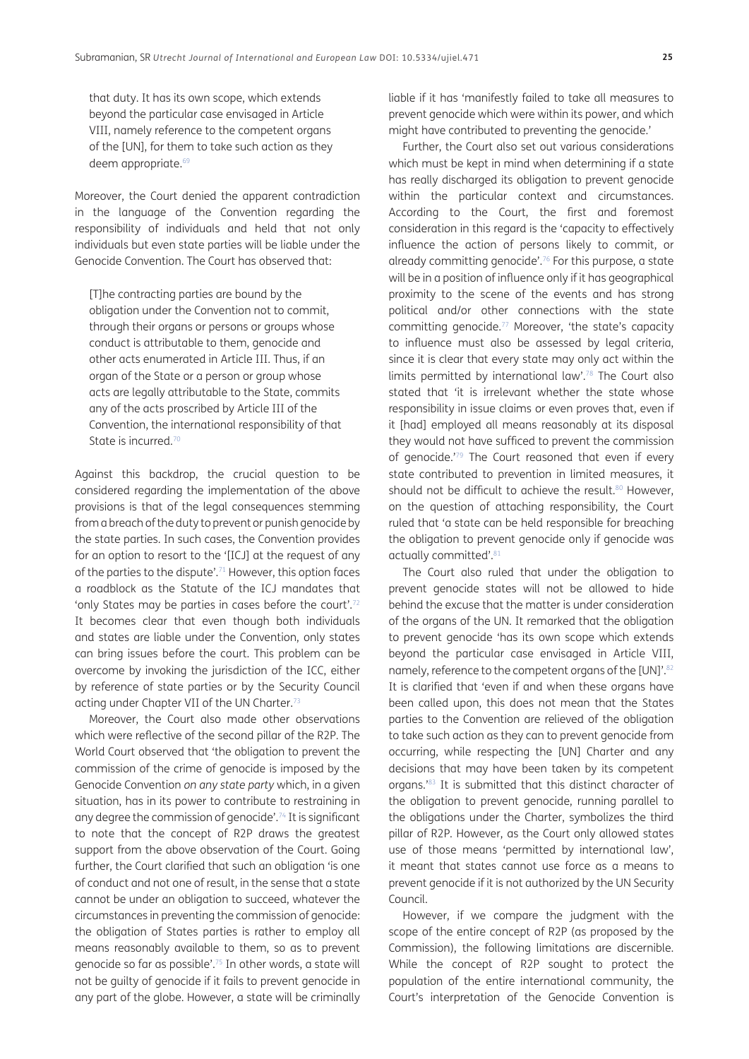that duty. It has its own scope, which extends beyond the particular case envisaged in Article VIII, namely reference to the competent organs of the [UN], for them to take such action as they deem appropriate.[69]

Moreover, the Court denied the apparent contradiction in the language of the Convention regarding the responsibility of individuals and held that not only individuals but even state parties will be liable under the Genocide Convention. The Court has observed that:

> [T]he contracting parties are bound by the obligation under the Convention not to commit, through their organs or persons or groups whose conduct is attributable to them, genocide and other acts enumerated in Article III. Thus, if an organ of the State or a person or group whose acts are legally attributable to the State, commits any of the acts proscribed by Article III of the Convention, the international responsibility of that State is incurred.[70]

Against this backdrop, the crucial question to be considered regarding the implementation of the above provisions is that of the legal consequences stemming from a breach of the duty to prevent or punish genocide by the state parties. In such cases, the Convention provides for an option to resort to the '[ICJ] at the request of any of the parties to the dispute'.[71] However, this option faces a roadblock as the Statute of the ICJ mandates that 'only States may be parties in cases before the court'.[72] It becomes clear that even though both individuals and states are liable under the Convention, only states can bring issues before the court. This problem can be overcome by invoking the jurisdiction of the ICC, either by reference of state parties or by the Security Council acting under Chapter VII of the UN Charter.[73]

Moreover, the Court also made other observations which were reflective of the second pillar of the R2P. The World Court observed that 'the obligation to prevent the commission of the crime of genocide is imposed by the Genocide Convention *on any state party* which, in a given situation, has in its power to contribute to restraining in any degree the commission of genocide'.[74] It is significant to note that the concept of R2P draws the greatest support from the above observation of the Court. Going further, the Court clarified that such an obligation 'is one of conduct and not one of result, in the sense that a state cannot be under an obligation to succeed, whatever the circumstances in preventing the commission of genocide: the obligation of States parties is rather to employ all means reasonably available to them, so as to prevent genocide so far as possible'.[75] In other words, a state will not be guilty of genocide if it fails to prevent genocide in any part of the globe. However, a state will be criminally liable if it has 'manifestly failed to take all measures to prevent genocide which were within its power, and which might have contributed to preventing the genocide.'

Further, the Court also set out various considerations which must be kept in mind when determining if a state has really discharged its obligation to prevent genocide within the particular context and circumstances. According to the Court, the first and foremost consideration in this regard is the 'capacity to effectively influence the action of persons likely to commit, or already committing genocide'.[76] For this purpose, a state will be in a position of influence only if it has geographical proximity to the scene of the events and has strong political and/or other connections with the state committing genocide.[77] Moreover, 'the state's capacity to influence must also be assessed by legal criteria, since it is clear that every state may only act within the limits permitted by international law'.[78] The Court also stated that 'it is irrelevant whether the state whose responsibility in issue claims or even proves that, even if it [had] employed all means reasonably at its disposal they would not have sufficed to prevent the commission of genocide.'[79] The Court reasoned that even if every state contributed to prevention in limited measures, it should not be difficult to achieve the result.[80] However, on the question of attaching responsibility, the Court ruled that 'a state can be held responsible for breaching the obligation to prevent genocide only if genocide was actually committed'.[81]

The Court also ruled that under the obligation to prevent genocide states will not be allowed to hide behind the excuse that the matter is under consideration of the organs of the UN. It remarked that the obligation to prevent genocide 'has its own scope which extends beyond the particular case envisaged in Article VIII, namely, reference to the competent organs of the [UN]'.[82] It is clarified that 'even if and when these organs have been called upon, this does not mean that the States parties to the Convention are relieved of the obligation to take such action as they can to prevent genocide from occurring, while respecting the [UN] Charter and any decisions that may have been taken by its competent organs.'[83] It is submitted that this distinct character of the obligation to prevent genocide, running parallel to the obligations under the Charter, symbolizes the third pillar of R2P. However, as the Court only allowed states use of those means 'permitted by international law', it meant that states cannot use force as a means to prevent genocide if it is not authorized by the UN Security Council.

However, if we compare the judgment with the scope of the entire concept of R2P (as proposed by the Commission), the following limitations are discernible. While the concept of R2P sought to protect the population of the entire international community, the Court's interpretation of the Genocide Convention is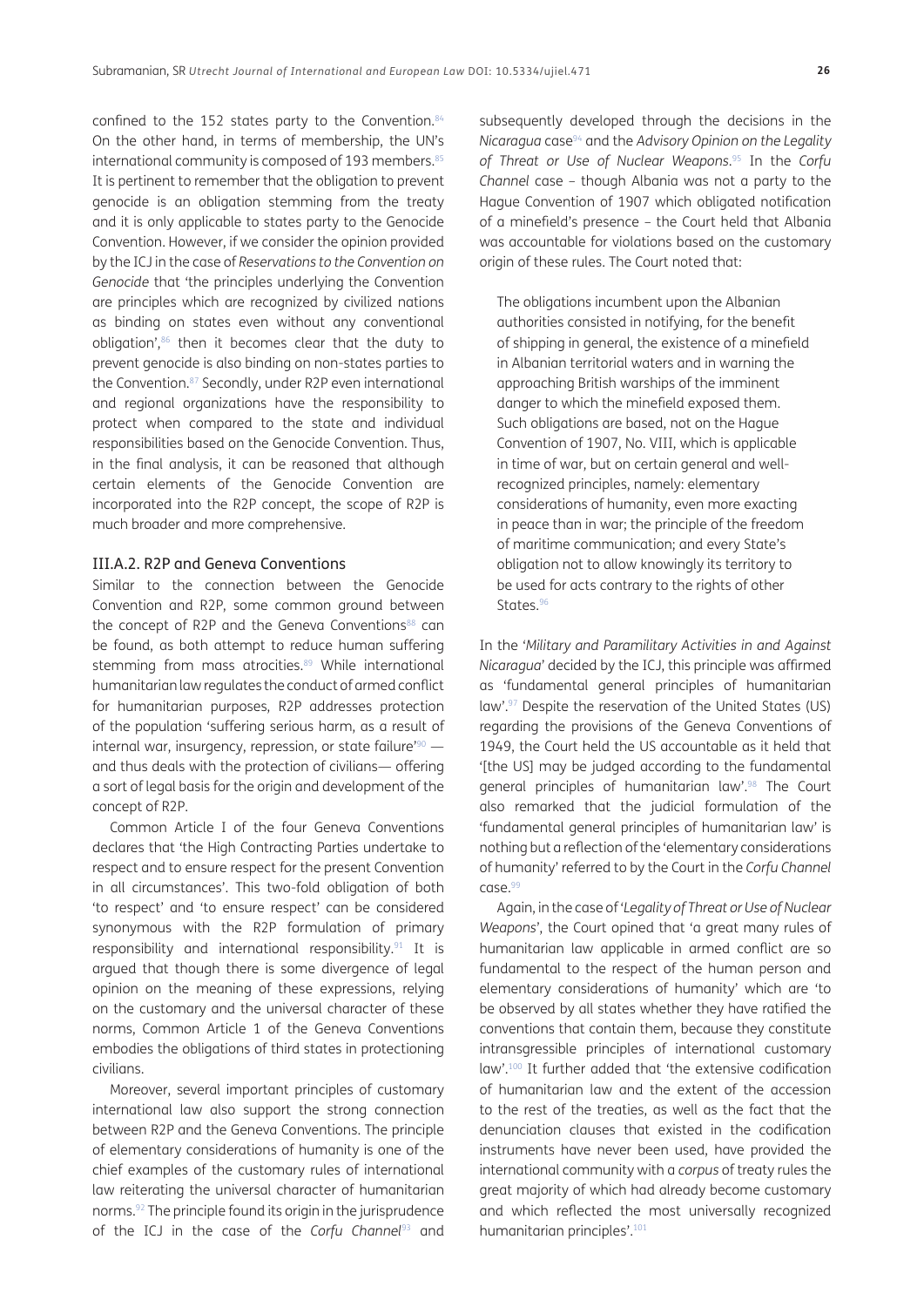confined to the 152 states party to the Convention.[84] On the other hand, in terms of membership, the UN's international community is composed of 193 members.[85] It is pertinent to remember that the obligation to prevent genocide is an obligation stemming from the treaty and it is only applicable to states party to the Genocide Convention. However, if we consider the opinion provided by the ICJ in the case of *Reservations to the Convention on Genocide* that 'the principles underlying the Convention are principles which are recognized by civilized nations as binding on states even without any conventional obligation',[86] then it becomes clear that the duty to prevent genocide is also binding on non-states parties to the Convention.[87] Secondly, under R2P even international and regional organizations have the responsibility to protect when compared to the state and individual responsibilities based on the Genocide Convention. Thus, in the final analysis, it can be reasoned that although certain elements of the Genocide Convention are incorporated into the R2P concept, the scope of R2P is much broader and more comprehensive.

### III.A.2. R2P and Geneva Conventions

Similar to the connection between the Genocide Convention and R2P, some common ground between the concept of R2P and the Geneva Conventions[88] can be found, as both attempt to reduce human suffering stemming from mass atrocities.[89] While international humanitarian law regulates the conduct of armed conflict for humanitarian purposes, R2P addresses protection of the population 'suffering serious harm, as a result of internal war, insurgency, repression, or state failure'[90] — and thus deals with the protection of civilians— offering a sort of legal basis for the origin and development of the concept of R2P.

Common Article I of the four Geneva Conventions declares that 'the High Contracting Parties undertake to respect and to ensure respect for the present Convention in all circumstances'. This two-fold obligation of both 'to respect' and 'to ensure respect' can be considered synonymous with the R2P formulation of primary responsibility and international responsibility.[91] It is argued that though there is some divergence of legal opinion on the meaning of these expressions, relying on the customary and the universal character of these norms, Common Article 1 of the Geneva Conventions embodies the obligations of third states in protectioning civilians.

Moreover, several important principles of customary international law also support the strong connection between R2P and the Geneva Conventions. The principle of elementary considerations of humanity is one of the chief examples of the customary rules of international law reiterating the universal character of humanitarian norms.[92] The principle found its origin in the jurisprudence of the ICJ in the case of the *Corfu Channel*[93] and subsequently developed through the decisions in the *Nicaragua* case[94] and the *Advisory Opinion on the Legality of Threat or Use of Nuclear Weapons*.[95] In the *Corfu Channel* case – though Albania was not a party to the Hague Convention of 1907 which obligated notification of a minefield's presence – the Court held that Albania was accountable for violations based on the customary origin of these rules. The Court noted that:

> The obligations incumbent upon the Albanian authorities consisted in notifying, for the benefit of shipping in general, the existence of a minefield in Albanian territorial waters and in warning the approaching British warships of the imminent danger to which the minefield exposed them. Such obligations are based, not on the Hague Convention of 1907, No. VIII, which is applicable in time of war, but on certain general and well-recognized principles, namely: elementary considerations of humanity, even more exacting in peace than in war; the principle of the freedom of maritime communication; and every State's obligation not to allow knowingly its territory to be used for acts contrary to the rights of other States.[96]

In the '*Military and Paramilitary Activities in and Against Nicaragua*' decided by the ICJ, this principle was affirmed as 'fundamental general principles of humanitarian law'.[97] Despite the reservation of the United States (US) regarding the provisions of the Geneva Conventions of 1949, the Court held the US accountable as it held that '[the US] may be judged according to the fundamental general principles of humanitarian law'.[98] The Court also remarked that the judicial formulation of the 'fundamental general principles of humanitarian law' is nothing but a reflection of the 'elementary considerations of humanity' referred to by the Court in the *Corfu Channel* case.[99]

Again, in the case of '*Legality of Threat or Use of Nuclear Weapons*', the Court opined that 'a great many rules of humanitarian law applicable in armed conflict are so fundamental to the respect of the human person and elementary considerations of humanity' which are 'to be observed by all states whether they have ratified the conventions that contain them, because they constitute intransgressible principles of international customary law'.[100] It further added that 'the extensive codification of humanitarian law and the extent of the accession to the rest of the treaties, as well as the fact that the denunciation clauses that existed in the codification instruments have never been used, have provided the international community with a *corpus* of treaty rules the great majority of which had already become customary and which reflected the most universally recognized humanitarian principles'.[101]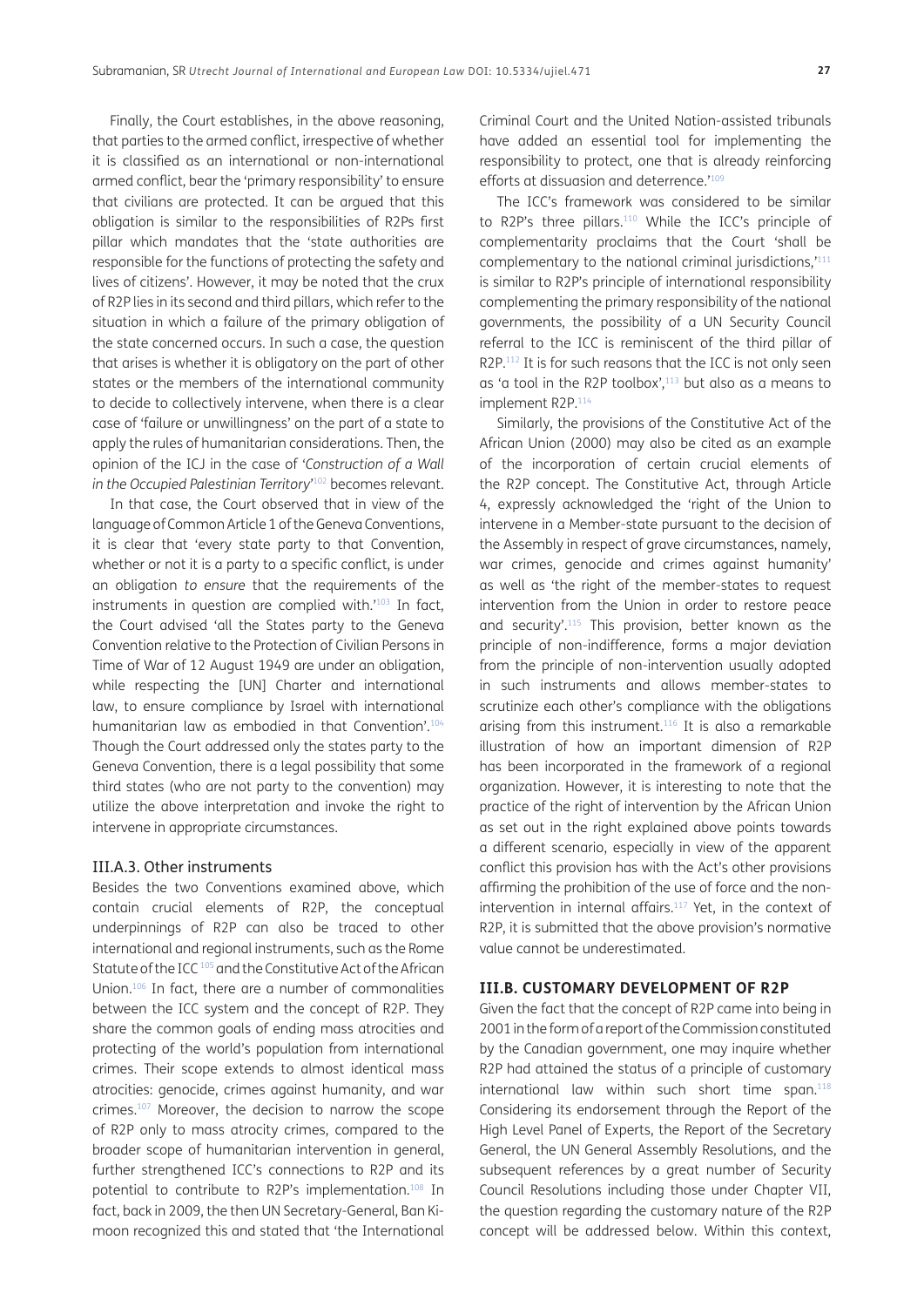Finally, the Court establishes, in the above reasoning, that parties to the armed conflict, irrespective of whether it is classified as an international or non-international armed conflict, bear the 'primary responsibility' to ensure that civilians are protected. It can be argued that this obligation is similar to the responsibilities of R2Ps first pillar which mandates that the 'state authorities are responsible for the functions of protecting the safety and lives of citizens'. However, it may be noted that the crux of R2P lies in its second and third pillars, which refer to the situation in which a failure of the primary obligation of the state concerned occurs. In such a case, the question that arises is whether it is obligatory on the part of other states or the members of the international community to decide to collectively intervene, when there is a clear case of 'failure or unwillingness' on the part of a state to apply the rules of humanitarian considerations. Then, the opinion of the ICJ in the case of '*Construction of a Wall in the Occupied Palestinian Territory*'[102] becomes relevant.

In that case, the Court observed that in view of the language of Common Article 1 of the Geneva Conventions, it is clear that 'every state party to that Convention, whether or not it is a party to a specific conflict, is under an obligation *to ensure* that the requirements of the instruments in question are complied with.'[103] In fact, the Court advised 'all the States party to the Geneva Convention relative to the Protection of Civilian Persons in Time of War of 12 August 1949 are under an obligation, while respecting the [UN] Charter and international law, to ensure compliance by Israel with international humanitarian law as embodied in that Convention'.[104] Though the Court addressed only the states party to the Geneva Convention, there is a legal possibility that some third states (who are not party to the convention) may utilize the above interpretation and invoke the right to intervene in appropriate circumstances.

### III.A.3. Other instruments

Besides the two Conventions examined above, which contain crucial elements of R2P, the conceptual underpinnings of R2P can also be traced to other international and regional instruments, such as the Rome Statute of the ICC[105] and the Constitutive Act of the African Union.[106] In fact, there are a number of commonalities between the ICC system and the concept of R2P. They share the common goals of ending mass atrocities and protecting of the world's population from international crimes. Their scope extends to almost identical mass atrocities: genocide, crimes against humanity, and war crimes.[107] Moreover, the decision to narrow the scope of R2P only to mass atrocity crimes, compared to the broader scope of humanitarian intervention in general, further strengthened ICC's connections to R2P and its potential to contribute to R2P's implementation.[108] In fact, back in 2009, the then UN Secretary-General, Ban Ki-moon recognized this and stated that 'the International Criminal Court and the United Nation-assisted tribunals have added an essential tool for implementing the responsibility to protect, one that is already reinforcing efforts at dissuasion and deterrence.'[109]

The ICC's framework was considered to be similar to R2P's three pillars.[110] While the ICC's principle of complementarity proclaims that the Court 'shall be complementary to the national criminal jurisdictions,'[111] is similar to R2P's principle of international responsibility complementing the primary responsibility of the national governments, the possibility of a UN Security Council referral to the ICC is reminiscent of the third pillar of R2P.[112] It is for such reasons that the ICC is not only seen as 'a tool in the R2P toolbox',[113] but also as a means to implement R2P.[114]

Similarly, the provisions of the Constitutive Act of the African Union (2000) may also be cited as an example of the incorporation of certain crucial elements of the R2P concept. The Constitutive Act, through Article 4, expressly acknowledged the 'right of the Union to intervene in a Member-state pursuant to the decision of the Assembly in respect of grave circumstances, namely, war crimes, genocide and crimes against humanity' as well as 'the right of the member-states to request intervention from the Union in order to restore peace and security'.[115] This provision, better known as the principle of non-indifference, forms a major deviation from the principle of non-intervention usually adopted in such instruments and allows member-states to scrutinize each other's compliance with the obligations arising from this instrument.[116] It is also a remarkable illustration of how an important dimension of R2P has been incorporated in the framework of a regional organization. However, it is interesting to note that the practice of the right of intervention by the African Union as set out in the right explained above points towards a different scenario, especially in view of the apparent conflict this provision has with the Act's other provisions affirming the prohibition of the use of force and the non-intervention in internal affairs.[117] Yet, in the context of R2P, it is submitted that the above provision's normative value cannot be underestimated.

## III.B. CUSTOMARY DEVELOPMENT OF R2P

Given the fact that the concept of R2P came into being in 2001 in the form of a report of the Commission constituted by the Canadian government, one may inquire whether R2P had attained the status of a principle of customary international law within such short time span.[118] Considering its endorsement through the Report of the High Level Panel of Experts, the Report of the Secretary General, the UN General Assembly Resolutions, and the subsequent references by a great number of Security Council Resolutions including those under Chapter VII, the question regarding the customary nature of the R2P concept will be addressed below. Within this context,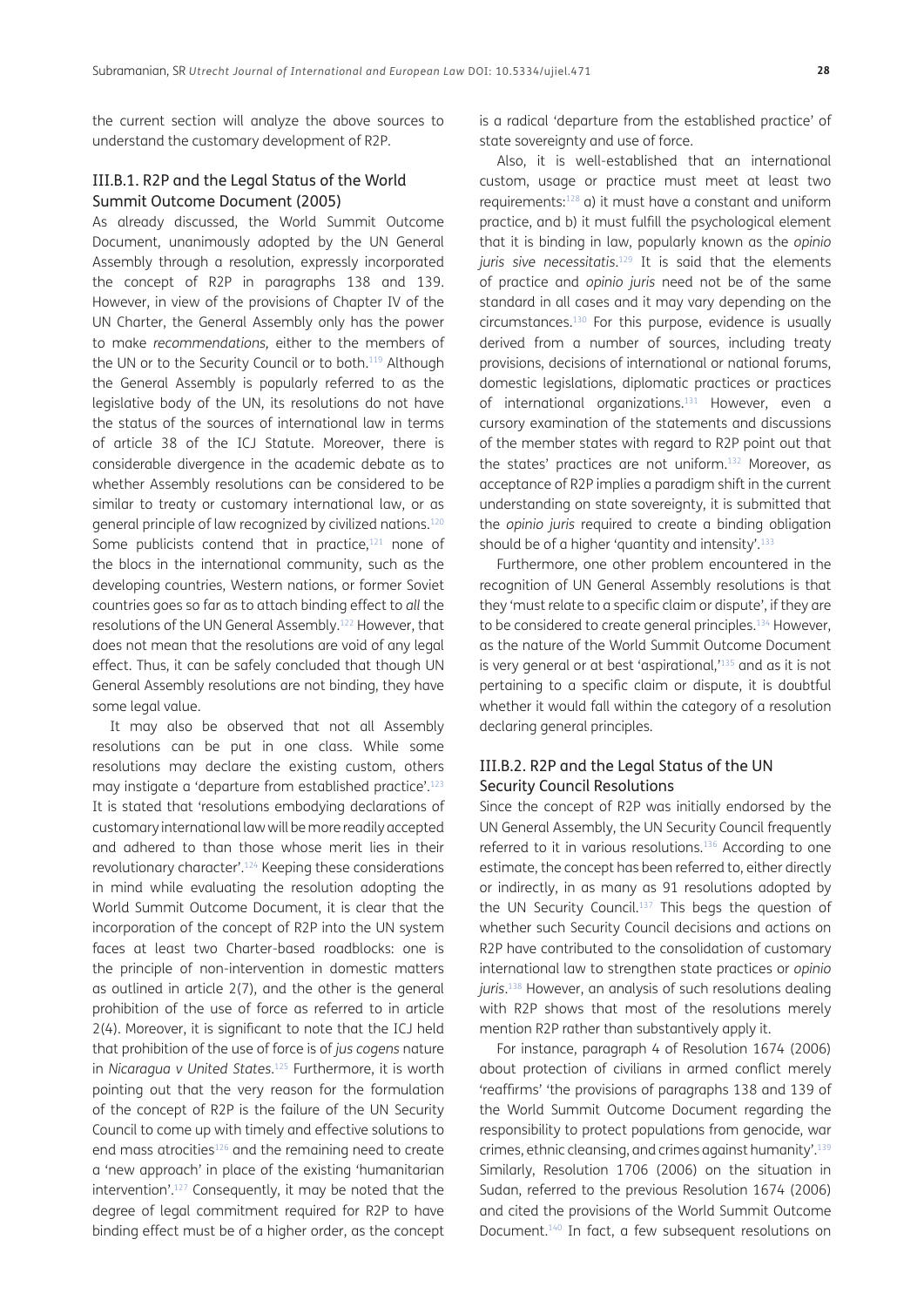the current section will analyze the above sources to understand the customary development of R2P.

### III.B.1. R2P and the Legal Status of the World Summit Outcome Document (2005)

As already discussed, the World Summit Outcome Document, unanimously adopted by the UN General Assembly through a resolution, expressly incorporated the concept of R2P in paragraphs 138 and 139. However, in view of the provisions of Chapter IV of the UN Charter, the General Assembly only has the power to make *recommendations*, either to the members of the UN or to the Security Council or to both.[119] Although the General Assembly is popularly referred to as the legislative body of the UN, its resolutions do not have the status of the sources of international law in terms of article 38 of the ICJ Statute. Moreover, there is considerable divergence in the academic debate as to whether Assembly resolutions can be considered to be similar to treaty or customary international law, or as general principle of law recognized by civilized nations.[120] Some publicists contend that in practice,[121] none of the blocs in the international community, such as the developing countries, Western nations, or former Soviet countries goes so far as to attach binding effect to *all* the resolutions of the UN General Assembly.[122] However, that does not mean that the resolutions are void of any legal effect. Thus, it can be safely concluded that though UN General Assembly resolutions are not binding, they have some legal value.

It may also be observed that not all Assembly resolutions can be put in one class. While some resolutions may declare the existing custom, others may instigate a 'departure from established practice'.[123] It is stated that 'resolutions embodying declarations of customary international law will be more readily accepted and adhered to than those whose merit lies in their revolutionary character'.[124] Keeping these considerations in mind while evaluating the resolution adopting the World Summit Outcome Document, it is clear that the incorporation of the concept of R2P into the UN system faces at least two Charter-based roadblocks: one is the principle of non-intervention in domestic matters as outlined in article 2(7), and the other is the general prohibition of the use of force as referred to in article 2(4). Moreover, it is significant to note that the ICJ held that prohibition of the use of force is of *jus cogens* nature in *Nicaragua v United States*.[125] Furthermore, it is worth pointing out that the very reason for the formulation of the concept of R2P is the failure of the UN Security Council to come up with timely and effective solutions to end mass atrocities[126] and the remaining need to create a 'new approach' in place of the existing 'humanitarian intervention'.[127] Consequently, it may be noted that the degree of legal commitment required for R2P to have binding effect must be of a higher order, as the concept is a radical 'departure from the established practice' of state sovereignty and use of force.

Also, it is well-established that an international custom, usage or practice must meet at least two requirements:[128] a) it must have a constant and uniform practice, and b) it must fulfill the psychological element that it is binding in law, popularly known as the *opinio juris sive necessitatis*.[129] It is said that the elements of practice and *opinio juris* need not be of the same standard in all cases and it may vary depending on the circumstances.[130] For this purpose, evidence is usually derived from a number of sources, including treaty provisions, decisions of international or national forums, domestic legislations, diplomatic practices or practices of international organizations.[131] However, even a cursory examination of the statements and discussions of the member states with regard to R2P point out that the states' practices are not uniform.[132] Moreover, as acceptance of R2P implies a paradigm shift in the current understanding on state sovereignty, it is submitted that the *opinio juris* required to create a binding obligation should be of a higher 'quantity and intensity'.[133]

Furthermore, one other problem encountered in the recognition of UN General Assembly resolutions is that they 'must relate to a specific claim or dispute', if they are to be considered to create general principles.[134] However, as the nature of the World Summit Outcome Document is very general or at best 'aspirational,'[135] and as it is not pertaining to a specific claim or dispute, it is doubtful whether it would fall within the category of a resolution declaring general principles.

### III.B.2. R2P and the Legal Status of the UN Security Council Resolutions

Since the concept of R2P was initially endorsed by the UN General Assembly, the UN Security Council frequently referred to it in various resolutions.[136] According to one estimate, the concept has been referred to, either directly or indirectly, in as many as 91 resolutions adopted by the UN Security Council.[137] This begs the question of whether such Security Council decisions and actions on R2P have contributed to the consolidation of customary international law to strengthen state practices or *opinio juris*.[138] However, an analysis of such resolutions dealing with R2P shows that most of the resolutions merely mention R2P rather than substantively apply it.

For instance, paragraph 4 of Resolution 1674 (2006) about protection of civilians in armed conflict merely 'reaffirms' 'the provisions of paragraphs 138 and 139 of the World Summit Outcome Document regarding the responsibility to protect populations from genocide, war crimes, ethnic cleansing, and crimes against humanity'.[139] Similarly, Resolution 1706 (2006) on the situation in Sudan, referred to the previous Resolution 1674 (2006) and cited the provisions of the World Summit Outcome Document.[140] In fact, a few subsequent resolutions on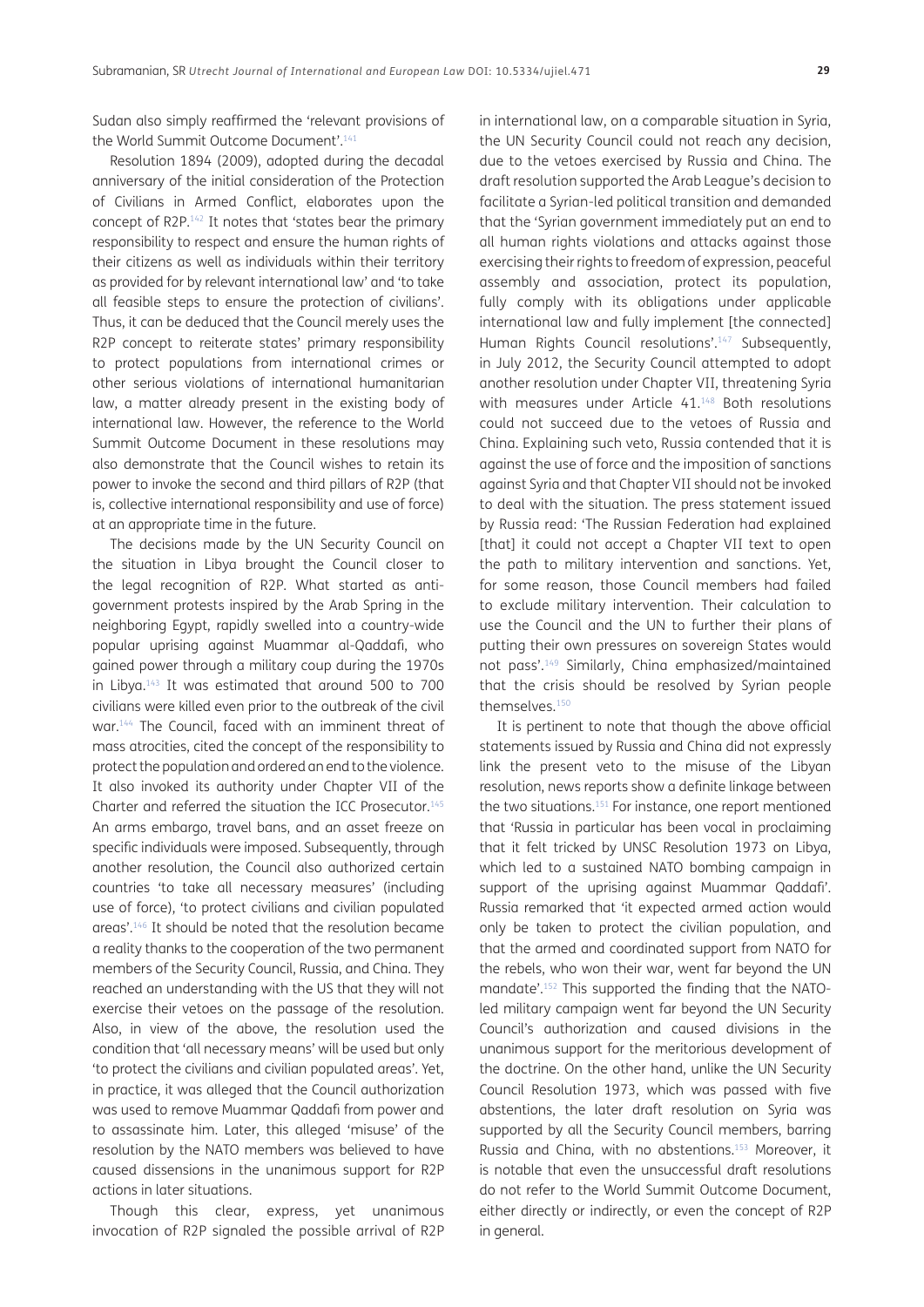Sudan also simply reaffirmed the 'relevant provisions of the World Summit Outcome Document'.[141]

Resolution 1894 (2009), adopted during the decadal anniversary of the initial consideration of the Protection of Civilians in Armed Conflict, elaborates upon the concept of R2P.[142] It notes that 'states bear the primary responsibility to respect and ensure the human rights of their citizens as well as individuals within their territory as provided for by relevant international law' and 'to take all feasible steps to ensure the protection of civilians'. Thus, it can be deduced that the Council merely uses the R2P concept to reiterate states' primary responsibility to protect populations from international crimes or other serious violations of international humanitarian law, a matter already present in the existing body of international law. However, the reference to the World Summit Outcome Document in these resolutions may also demonstrate that the Council wishes to retain its power to invoke the second and third pillars of R2P (that is, collective international responsibility and use of force) at an appropriate time in the future.

The decisions made by the UN Security Council on the situation in Libya brought the Council closer to the legal recognition of R2P. What started as anti-government protests inspired by the Arab Spring in the neighboring Egypt, rapidly swelled into a country-wide popular uprising against Muammar al-Qaddafi, who gained power through a military coup during the 1970s in Libya.[143] It was estimated that around 500 to 700 civilians were killed even prior to the outbreak of the civil war.[144] The Council, faced with an imminent threat of mass atrocities, cited the concept of the responsibility to protect the population and ordered an end to the violence. It also invoked its authority under Chapter VII of the Charter and referred the situation the ICC Prosecutor.[145] An arms embargo, travel bans, and an asset freeze on specific individuals were imposed. Subsequently, through another resolution, the Council also authorized certain countries 'to take all necessary measures' (including use of force), 'to protect civilians and civilian populated areas'.[146] It should be noted that the resolution became a reality thanks to the cooperation of the two permanent members of the Security Council, Russia, and China. They reached an understanding with the US that they will not exercise their vetoes on the passage of the resolution. Also, in view of the above, the resolution used the condition that 'all necessary means' will be used but only 'to protect the civilians and civilian populated areas'. Yet, in practice, it was alleged that the Council authorization was used to remove Muammar Qaddafi from power and to assassinate him. Later, this alleged 'misuse' of the resolution by the NATO members was believed to have caused dissensions in the unanimous support for R2P actions in later situations.

Though this clear, express, yet unanimous invocation of R2P signaled the possible arrival of R2P in international law, on a comparable situation in Syria, the UN Security Council could not reach any decision, due to the vetoes exercised by Russia and China. The draft resolution supported the Arab League's decision to facilitate a Syrian-led political transition and demanded that the 'Syrian government immediately put an end to all human rights violations and attacks against those exercising their rights to freedom of expression, peaceful assembly and association, protect its population, fully comply with its obligations under applicable international law and fully implement [the connected] Human Rights Council resolutions'.[147] Subsequently, in July 2012, the Security Council attempted to adopt another resolution under Chapter VII, threatening Syria with measures under Article 41.[148] Both resolutions could not succeed due to the vetoes of Russia and China. Explaining such veto, Russia contended that it is against the use of force and the imposition of sanctions against Syria and that Chapter VII should not be invoked to deal with the situation. The press statement issued by Russia read: 'The Russian Federation had explained [that] it could not accept a Chapter VII text to open the path to military intervention and sanctions. Yet, for some reason, those Council members had failed to exclude military intervention. Their calculation to use the Council and the UN to further their plans of putting their own pressures on sovereign States would not pass'.[149] Similarly, China emphasized/maintained that the crisis should be resolved by Syrian people themselves.[150]

It is pertinent to note that though the above official statements issued by Russia and China did not expressly link the present veto to the misuse of the Libyan resolution, news reports show a definite linkage between the two situations.[151] For instance, one report mentioned that 'Russia in particular has been vocal in proclaiming that it felt tricked by UNSC Resolution 1973 on Libya, which led to a sustained NATO bombing campaign in support of the uprising against Muammar Qaddafi'. Russia remarked that 'it expected armed action would only be taken to protect the civilian population, and that the armed and coordinated support from NATO for the rebels, who won their war, went far beyond the UN mandate'.[152] This supported the finding that the NATO-led military campaign went far beyond the UN Security Council's authorization and caused divisions in the unanimous support for the meritorious development of the doctrine. On the other hand, unlike the UN Security Council Resolution 1973, which was passed with five abstentions, the later draft resolution on Syria was supported by all the Security Council members, barring Russia and China, with no abstentions.[153] Moreover, it is notable that even the unsuccessful draft resolutions do not refer to the World Summit Outcome Document, either directly or indirectly, or even the concept of R2P in general.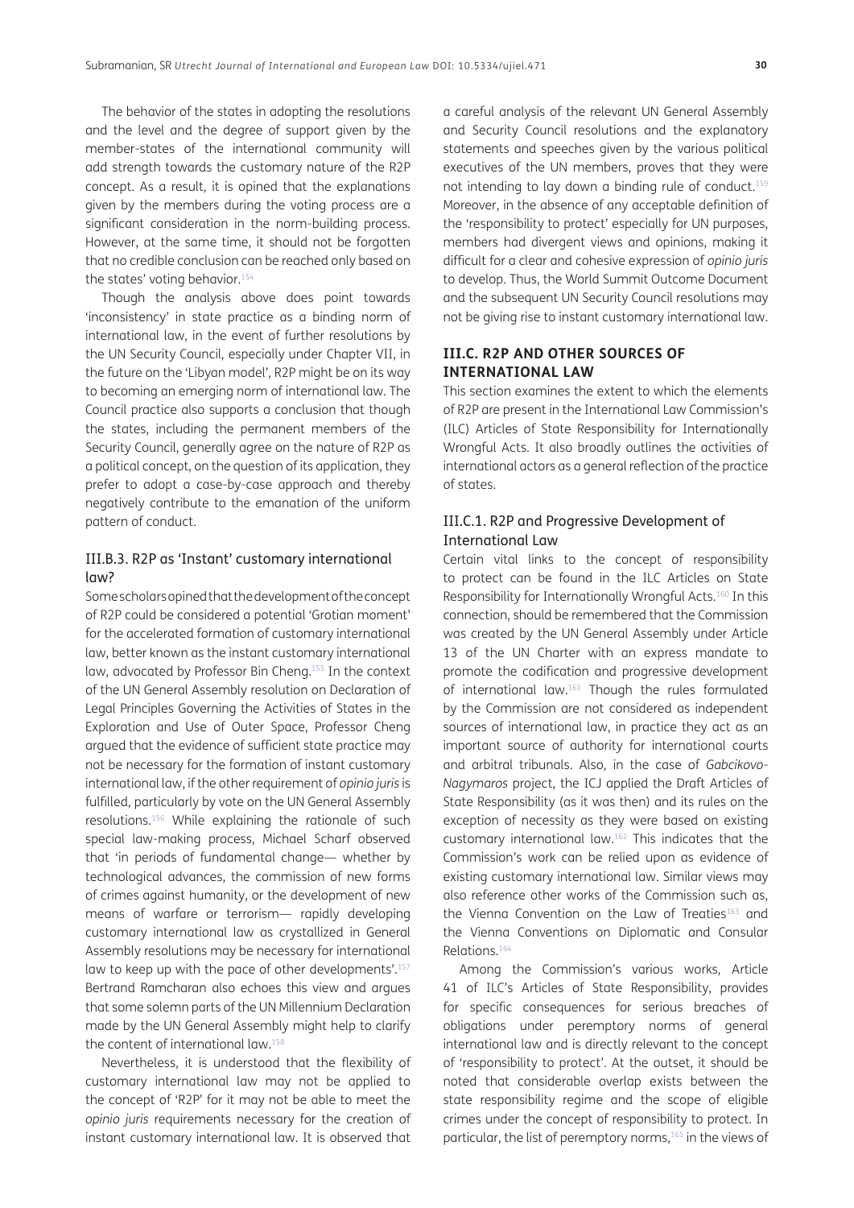The behavior of the states in adopting the resolutions and the level and the degree of support given by the member-states of the international community will add strength towards the customary nature of the R2P concept. As a result, it is opined that the explanations given by the members during the voting process are a significant consideration in the norm-building process. However, at the same time, it should not be forgotten that no credible conclusion can be reached only based on the states' voting behavior.[154]

Though the analysis above does point towards 'inconsistency' in state practice as a binding norm of international law, in the event of further resolutions by the UN Security Council, especially under Chapter VII, in the future on the 'Libyan model', R2P might be on its way to becoming an emerging norm of international law. The Council practice also supports a conclusion that though the states, including the permanent members of the Security Council, generally agree on the nature of R2P as a political concept, on the question of its application, they prefer to adopt a case-by-case approach and thereby negatively contribute to the emanation of the uniform pattern of conduct.

### III.B.3. R2P as 'Instant' customary international law?

Some scholars opined that the development of the concept of R2P could be considered a potential 'Grotian moment' for the accelerated formation of customary international law, better known as the instant customary international law, advocated by Professor Bin Cheng.[155] In the context of the UN General Assembly resolution on Declaration of Legal Principles Governing the Activities of States in the Exploration and Use of Outer Space, Professor Cheng argued that the evidence of sufficient state practice may not be necessary for the formation of instant customary international law, if the other requirement of *opinio juris* is fulfilled, particularly by vote on the UN General Assembly resolutions.[156] While explaining the rationale of such special law-making process, Michael Scharf observed that 'in periods of fundamental change— whether by technological advances, the commission of new forms of crimes against humanity, or the development of new means of warfare or terrorism— rapidly developing customary international law as crystallized in General Assembly resolutions may be necessary for international law to keep up with the pace of other developments'.[157] Bertrand Ramcharan also echoes this view and argues that some solemn parts of the UN Millennium Declaration made by the UN General Assembly might help to clarify the content of international law.[158]

Nevertheless, it is understood that the flexibility of customary international law may not be applied to the concept of 'R2P' for it may not be able to meet the *opinio juris* requirements necessary for the creation of instant customary international law. It is observed that a careful analysis of the relevant UN General Assembly and Security Council resolutions and the explanatory statements and speeches given by the various political executives of the UN members, proves that they were not intending to lay down a binding rule of conduct.[159] Moreover, in the absence of any acceptable definition of the 'responsibility to protect' especially for UN purposes, members had divergent views and opinions, making it difficult for a clear and cohesive expression of *opinio juris* to develop. Thus, the World Summit Outcome Document and the subsequent UN Security Council resolutions may not be giving rise to instant customary international law.

## III.C. R2P AND OTHER SOURCES OF INTERNATIONAL LAW

This section examines the extent to which the elements of R2P are present in the International Law Commission's (ILC) Articles of State Responsibility for Internationally Wrongful Acts. It also broadly outlines the activities of international actors as a general reflection of the practice of states.

### III.C.1. R2P and Progressive Development of International Law

Certain vital links to the concept of responsibility to protect can be found in the ILC Articles on State Responsibility for Internationally Wrongful Acts.[160] In this connection, should be remembered that the Commission was created by the UN General Assembly under Article 13 of the UN Charter with an express mandate to promote the codification and progressive development of international law.[161] Though the rules formulated by the Commission are not considered as independent sources of international law, in practice they act as an important source of authority for international courts and arbitral tribunals. Also, in the case of *Gabcikovo-Nagymaros* project, the ICJ applied the Draft Articles of State Responsibility (as it was then) and its rules on the exception of necessity as they were based on existing customary international law.[162] This indicates that the Commission's work can be relied upon as evidence of existing customary international law. Similar views may also reference other works of the Commission such as, the Vienna Convention on the Law of Treaties[163] and the Vienna Conventions on Diplomatic and Consular Relations.[164]

Among the Commission's various works, Article 41 of ILC's Articles of State Responsibility, provides for specific consequences for serious breaches of obligations under peremptory norms of general international law and is directly relevant to the concept of 'responsibility to protect'. At the outset, it should be noted that considerable overlap exists between the state responsibility regime and the scope of eligible crimes under the concept of responsibility to protect. In particular, the list of peremptory norms,[165] in the views of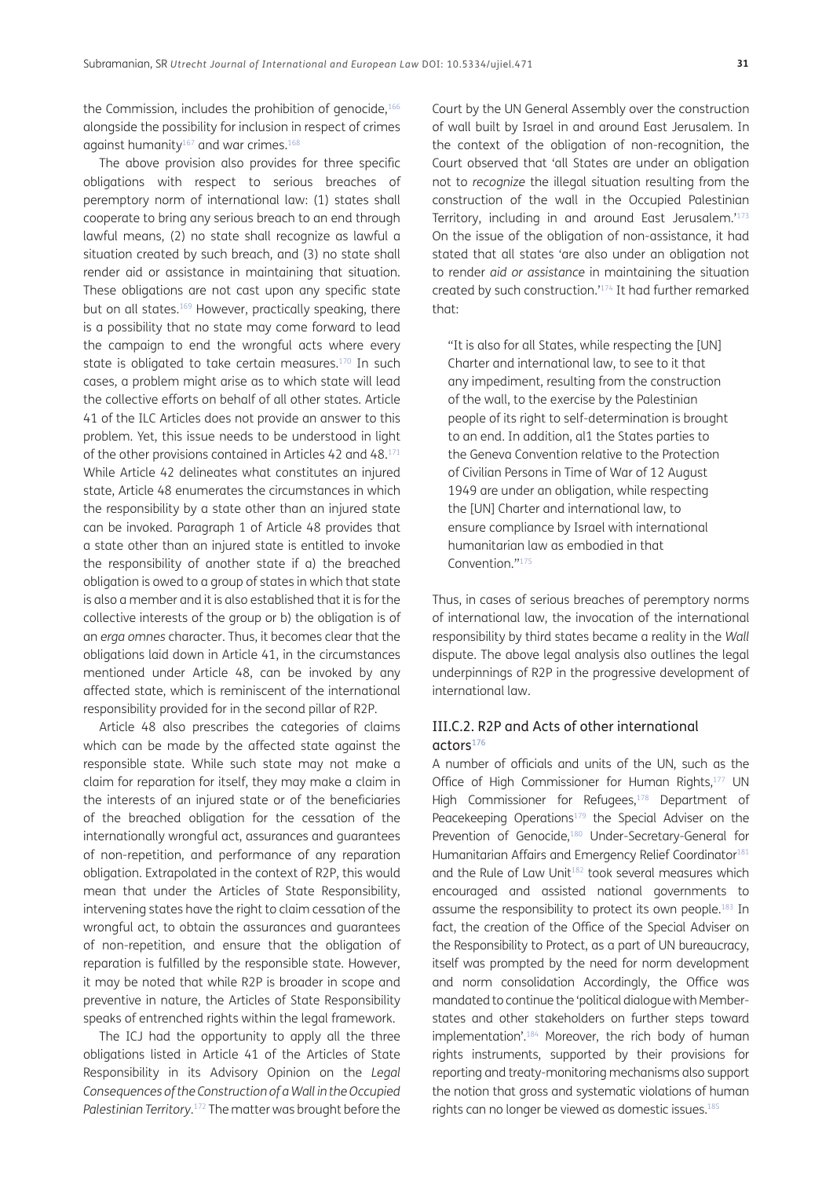the Commission, includes the prohibition of genocide,[166] alongside the possibility for inclusion in respect of crimes against humanity[167] and war crimes.[168]

The above provision also provides for three specific obligations with respect to serious breaches of peremptory norm of international law: (1) states shall cooperate to bring any serious breach to an end through lawful means, (2) no state shall recognize as lawful a situation created by such breach, and (3) no state shall render aid or assistance in maintaining that situation. These obligations are not cast upon any specific state but on all states.[169] However, practically speaking, there is a possibility that no state may come forward to lead the campaign to end the wrongful acts where every state is obligated to take certain measures.[170] In such cases, a problem might arise as to which state will lead the collective efforts on behalf of all other states. Article 41 of the ILC Articles does not provide an answer to this problem. Yet, this issue needs to be understood in light of the other provisions contained in Articles 42 and 48.[171] While Article 42 delineates what constitutes an injured state, Article 48 enumerates the circumstances in which the responsibility by a state other than an injured state can be invoked. Paragraph 1 of Article 48 provides that a state other than an injured state is entitled to invoke the responsibility of another state if a) the breached obligation is owed to a group of states in which that state is also a member and it is also established that it is for the collective interests of the group or b) the obligation is of an *erga omnes* character. Thus, it becomes clear that the obligations laid down in Article 41, in the circumstances mentioned under Article 48, can be invoked by any affected state, which is reminiscent of the international responsibility provided for in the second pillar of R2P.

Article 48 also prescribes the categories of claims which can be made by the affected state against the responsible state. While such state may not make a claim for reparation for itself, they may make a claim in the interests of an injured state or of the beneficiaries of the breached obligation for the cessation of the internationally wrongful act, assurances and guarantees of non-repetition, and performance of any reparation obligation. Extrapolated in the context of R2P, this would mean that under the Articles of State Responsibility, intervening states have the right to claim cessation of the wrongful act, to obtain the assurances and guarantees of non-repetition, and ensure that the obligation of reparation is fulfilled by the responsible state. However, it may be noted that while R2P is broader in scope and preventive in nature, the Articles of State Responsibility speaks of entrenched rights within the legal framework.

The ICJ had the opportunity to apply all the three obligations listed in Article 41 of the Articles of State Responsibility in its Advisory Opinion on the *Legal Consequences of the Construction of a Wall in the Occupied Palestinian Territory*.[172] The matter was brought before the Court by the UN General Assembly over the construction of wall built by Israel in and around East Jerusalem. In the context of the obligation of non-recognition, the Court observed that 'all States are under an obligation not to *recognize* the illegal situation resulting from the construction of the wall in the Occupied Palestinian Territory, including in and around East Jerusalem.'[173] On the issue of the obligation of non-assistance, it had stated that all states 'are also under an obligation not to render *aid or assistance* in maintaining the situation created by such construction.'[174] It had further remarked that:

> "It is also for all States, while respecting the [UN] Charter and international law, to see to it that any impediment, resulting from the construction of the wall, to the exercise by the Palestinian people of its right to self-determination is brought to an end. In addition, al1 the States parties to the Geneva Convention relative to the Protection of Civilian Persons in Time of War of 12 August 1949 are under an obligation, while respecting the [UN] Charter and international law, to ensure compliance by Israel with international humanitarian law as embodied in that Convention."[175]

Thus, in cases of serious breaches of peremptory norms of international law, the invocation of the international responsibility by third states became a reality in the *Wall* dispute. The above legal analysis also outlines the legal underpinnings of R2P in the progressive development of international law.

### III.C.2. R2P and Acts of other international actors[176]

A number of officials and units of the UN, such as the Office of High Commissioner for Human Rights,[177] UN High Commissioner for Refugees,[178] Department of Peacekeeping Operations[179] the Special Adviser on the Prevention of Genocide,[180] Under-Secretary-General for Humanitarian Affairs and Emergency Relief Coordinator[181] and the Rule of Law Unit[182] took several measures which encouraged and assisted national governments to assume the responsibility to protect its own people.[183] In fact, the creation of the Office of the Special Adviser on the Responsibility to Protect, as a part of UN bureaucracy, itself was prompted by the need for norm development and norm consolidation Accordingly, the Office was mandated to continue the 'political dialogue with Member-states and other stakeholders on further steps toward implementation'.[184] Moreover, the rich body of human rights instruments, supported by their provisions for reporting and treaty-monitoring mechanisms also support the notion that gross and systematic violations of human rights can no longer be viewed as domestic issues.[185]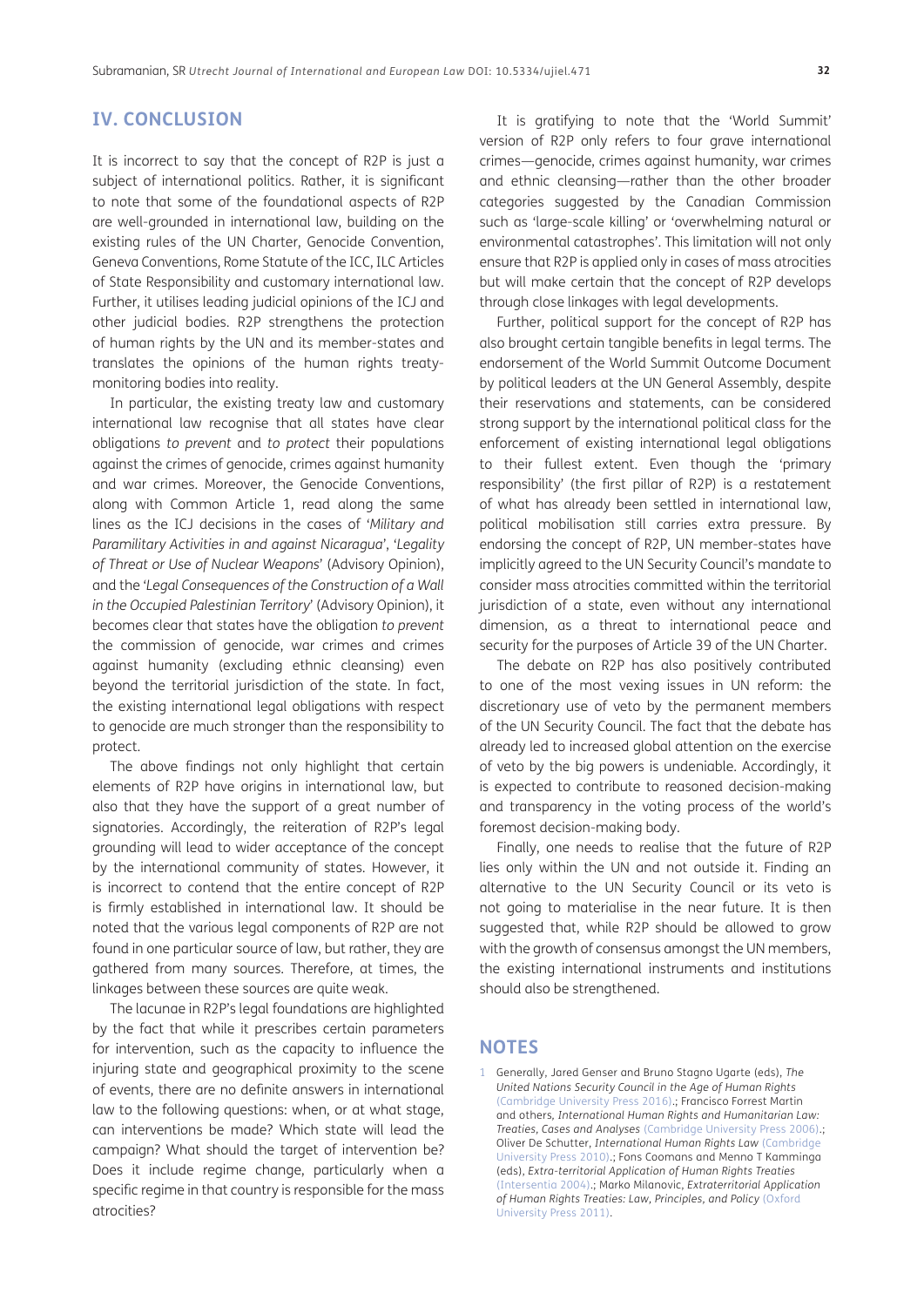## IV. CONCLUSION

It is incorrect to say that the concept of R2P is just a subject of international politics. Rather, it is significant to note that some of the foundational aspects of R2P are well-grounded in international law, building on the existing rules of the UN Charter, Genocide Convention, Geneva Conventions, Rome Statute of the ICC, ILC Articles of State Responsibility and customary international law. Further, it utilises leading judicial opinions of the ICJ and other judicial bodies. R2P strengthens the protection of human rights by the UN and its member-states and translates the opinions of the human rights treaty-monitoring bodies into reality.

In particular, the existing treaty law and customary international law recognise that all states have clear obligations *to prevent* and *to protect* their populations against the crimes of genocide, crimes against humanity and war crimes. Moreover, the Genocide Conventions, along with Common Article 1, read along the same lines as the ICJ decisions in the cases of '*Military and Paramilitary Activities in and against Nicaragua*', '*Legality of Threat or Use of Nuclear Weapons*' (Advisory Opinion), and the '*Legal Consequences of the Construction of a Wall in the Occupied Palestinian Territory*' (Advisory Opinion), it becomes clear that states have the obligation *to prevent* the commission of genocide, war crimes and crimes against humanity (excluding ethnic cleansing) even beyond the territorial jurisdiction of the state. In fact, the existing international legal obligations with respect to genocide are much stronger than the responsibility to protect.

The above findings not only highlight that certain elements of R2P have origins in international law, but also that they have the support of a great number of signatories. Accordingly, the reiteration of R2P's legal grounding will lead to wider acceptance of the concept by the international community of states. However, it is incorrect to contend that the entire concept of R2P is firmly established in international law. It should be noted that the various legal components of R2P are not found in one particular source of law, but rather, they are gathered from many sources. Therefore, at times, the linkages between these sources are quite weak.

The lacunae in R2P's legal foundations are highlighted by the fact that while it prescribes certain parameters for intervention, such as the capacity to influence the injuring state and geographical proximity to the scene of events, there are no definite answers in international law to the following questions: when, or at what stage, can interventions be made? Which state will lead the campaign? What should the target of intervention be? Does it include regime change, particularly when a specific regime in that country is responsible for the mass atrocities?

It is gratifying to note that the 'World Summit' version of R2P only refers to four grave international crimes—genocide, crimes against humanity, war crimes and ethnic cleansing—rather than the other broader categories suggested by the Canadian Commission such as 'large-scale killing' or 'overwhelming natural or environmental catastrophes'. This limitation will not only ensure that R2P is applied only in cases of mass atrocities but will make certain that the concept of R2P develops through close linkages with legal developments.

Further, political support for the concept of R2P has also brought certain tangible benefits in legal terms. The endorsement of the World Summit Outcome Document by political leaders at the UN General Assembly, despite their reservations and statements, can be considered strong support by the international political class for the enforcement of existing international legal obligations to their fullest extent. Even though the 'primary responsibility' (the first pillar of R2P) is a restatement of what has already been settled in international law, political mobilisation still carries extra pressure. By endorsing the concept of R2P, UN member-states have implicitly agreed to the UN Security Council's mandate to consider mass atrocities committed within the territorial jurisdiction of a state, even without any international dimension, as a threat to international peace and security for the purposes of Article 39 of the UN Charter.

The debate on R2P has also positively contributed to one of the most vexing issues in UN reform: the discretionary use of veto by the permanent members of the UN Security Council. The fact that the debate has already led to increased global attention on the exercise of veto by the big powers is undeniable. Accordingly, it is expected to contribute to reasoned decision-making and transparency in the voting process of the world's foremost decision-making body.

Finally, one needs to realise that the future of R2P lies only within the UN and not outside it. Finding an alternative to the UN Security Council or its veto is not going to materialise in the near future. It is then suggested that, while R2P should be allowed to grow with the growth of consensus amongst the UN members, the existing international instruments and institutions should also be strengthened.

## NOTES

1 Generally, Jared Genser and Bruno Stagno Ugarte (eds), *The United Nations Security Council in the Age of Human Rights* (Cambridge University Press 2016).; Francisco Forrest Martin and others, *International Human Rights and Humanitarian Law: Treaties, Cases and Analyses* (Cambridge University Press 2006).; Oliver De Schutter, *International Human Rights Law* (Cambridge University Press 2010).; Fons Coomans and Menno T Kamminga (eds), *Extra-territorial Application of Human Rights Treaties* (Intersentia 2004).; Marko Milanovic, *Extraterritorial Application of Human Rights Treaties: Law, Principles, and Policy* (Oxford University Press 2011).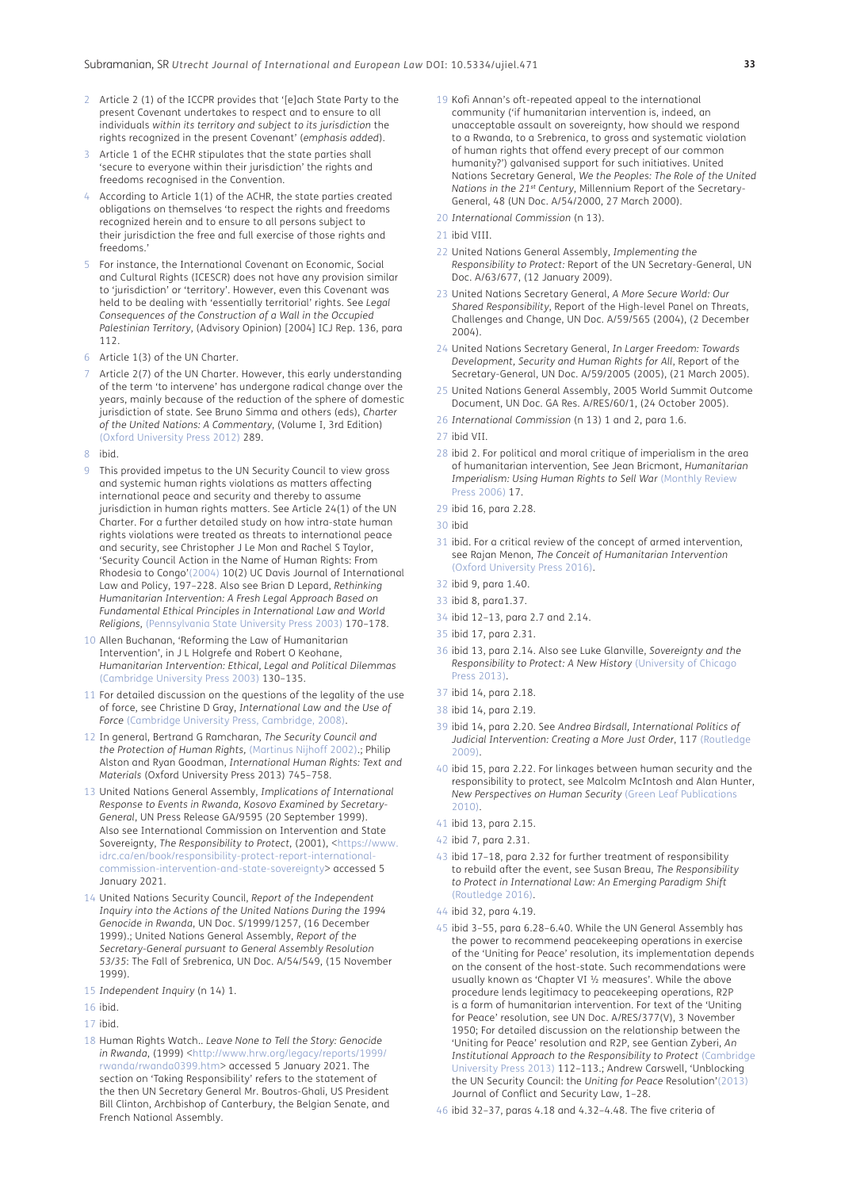2 Article 2 (1) of the ICCPR provides that '[e]ach State Party to the present Covenant undertakes to respect and to ensure to all individuals *within its territory and subject to its jurisdiction* the rights recognized in the present Covenant' (*emphasis added*).

3 Article 1 of the ECHR stipulates that the state parties shall 'secure to everyone within their jurisdiction' the rights and freedoms recognised in the Convention.

4 According to Article 1(1) of the ACHR, the state parties created obligations on themselves 'to respect the rights and freedoms recognized herein and to ensure to all persons subject to their jurisdiction the free and full exercise of those rights and freedoms.'

5 For instance, the International Covenant on Economic, Social and Cultural Rights (ICESCR) does not have any provision similar to 'jurisdiction' or 'territory'. However, even this Covenant was held to be dealing with 'essentially territorial' rights. See *Legal Consequences of the Construction of a Wall in the Occupied Palestinian Territory*, (Advisory Opinion) [2004] ICJ Rep. 136, para 112.

6 Article 1(3) of the UN Charter.

7 Article 2(7) of the UN Charter. However, this early understanding of the term 'to intervene' has undergone radical change over the years, mainly because of the reduction of the sphere of domestic jurisdiction of state. See Bruno Simma and others (eds), *Charter of the United Nations: A Commentary*, (Volume I, 3rd Edition) (Oxford University Press 2012) 289.

8 ibid.

9 This provided impetus to the UN Security Council to view gross and systemic human rights violations as matters affecting international peace and security and thereby to assume jurisdiction in human rights matters. See Article 24(1) of the UN Charter. For a further detailed study on how intra-state human rights violations were treated as threats to international peace and security, see Christopher J Le Mon and Rachel S Taylor, 'Security Council Action in the Name of Human Rights: From Rhodesia to Congo'(2004) 10(2) UC Davis Journal of International Law and Policy, 197–228. Also see Brian D Lepard, *Rethinking Humanitarian Intervention: A Fresh Legal Approach Based on Fundamental Ethical Principles in International Law and World Religions*, (Pennsylvania State University Press 2003) 170–178.

10 Allen Buchanan, 'Reforming the Law of Humanitarian Intervention', in J L Holgrefe and Robert O Keohane, *Humanitarian Intervention: Ethical, Legal and Political Dilemmas* (Cambridge University Press 2003) 130–135.

11 For detailed discussion on the questions of the legality of the use of force, see Christine D Gray, *International Law and the Use of Force* (Cambridge University Press, Cambridge, 2008).

12 In general, Bertrand G Ramcharan, *The Security Council and the Protection of Human Rights*, (Martinus Nijhoff 2002).; Philip Alston and Ryan Goodman, *International Human Rights: Text and Materials* (Oxford University Press 2013) 745–758.

13 United Nations General Assembly, *Implications of International Response to Events in Rwanda, Kosovo Examined by Secretary-General*, UN Press Release GA/9595 (20 September 1999). Also see International Commission on Intervention and State Sovereignty, *The Responsibility to Protect*, (2001), <https://www.idrc.ca/en/book/responsibility-protect-report-international-commission-intervention-and-state-sovereignty> accessed 5 January 2021.

14 United Nations Security Council, *Report of the Independent Inquiry into the Actions of the United Nations During the 1994 Genocide in Rwanda*, UN Doc. S/1999/1257, (16 December 1999).; United Nations General Assembly, *Report of the Secretary-General pursuant to General Assembly Resolution 53/35*: The Fall of Srebrenica, UN Doc. A/54/549, (15 November 1999).

15 *Independent Inquiry* (n 14) 1.

16 ibid.

17 ibid.

18 Human Rights Watch.. *Leave None to Tell the Story: Genocide in Rwanda*, (1999) <http://www.hrw.org/legacy/reports/1999/rwanda/rwanda0399.htm> accessed 5 January 2021. The section on 'Taking Responsibility' refers to the statement of the then UN Secretary General Mr. Boutros-Ghali, US President Bill Clinton, Archbishop of Canterbury, the Belgian Senate, and French National Assembly.

19 Kofi Annan's oft-repeated appeal to the international community ('if humanitarian intervention is, indeed, an unacceptable assault on sovereignty, how should we respond to a Rwanda, to a Srebrenica, to gross and systematic violation of human rights that offend every precept of our common humanity?') galvanised support for such initiatives. United Nations Secretary General, *We the Peoples: The Role of the United Nations in the 21st Century*, Millennium Report of the Secretary-General, 48 (UN Doc. A/54/2000, 27 March 2000).

20 *International Commission* (n 13).

21 ibid VIII.

22 United Nations General Assembly, *Implementing the Responsibility to Protect:* Report of the UN Secretary-General, UN Doc. A/63/677, (12 January 2009).

23 United Nations Secretary General, *A More Secure World: Our Shared Responsibility*, Report of the High-level Panel on Threats, Challenges and Change, UN Doc. A/59/565 (2004), (2 December 2004).

24 United Nations Secretary General, *In Larger Freedom: Towards Development, Security and Human Rights for All*, Report of the Secretary-General, UN Doc. A/59/2005 (2005), (21 March 2005).

25 United Nations General Assembly, 2005 World Summit Outcome Document, UN Doc. GA Res. A/RES/60/1, (24 October 2005).

26 *International Commission* (n 13) 1 and 2, para 1.6.

27 ibid VII.

28 ibid 2. For political and moral critique of imperialism in the area of humanitarian intervention, See Jean Bricmont, *Humanitarian Imperialism: Using Human Rights to Sell War* (Monthly Review Press 2006) 17.

29 ibid 16, para 2.28.

30 ibid

31 ibid. For a critical review of the concept of armed intervention, see Rajan Menon, *The Conceit of Humanitarian Intervention* (Oxford University Press 2016).

32 ibid 9, para 1.40.

33 ibid 8, para1.37.

34 ibid 12–13, para 2.7 and 2.14.

35 ibid 17, para 2.31.

36 ibid 13, para 2.14. Also see Luke Glanville, *Sovereignty and the Responsibility to Protect: A New History* (University of Chicago Press 2013).

37 ibid 14, para 2.18.

38 ibid 14, para 2.19.

39 ibid 14, para 2.20. See *Andrea Birdsall, International Politics of Judicial Intervention: Creating a More Just Order*, 117 (Routledge 2009).

40 ibid 15, para 2.22. For linkages between human security and the responsibility to protect, see Malcolm McIntosh and Alan Hunter, *New Perspectives on Human Security* (Green Leaf Publications 2010).

41 ibid 13, para 2.15.

42 ibid 7, para 2.31.

43 ibid 17–18, para 2.32 for further treatment of responsibility to rebuild after the event, see Susan Breau, *The Responsibility to Protect in International Law: An Emerging Paradigm Shift* (Routledge 2016).

44 ibid 32, para 4.19.

45 ibid 3–55, para 6.28–6.40. While the UN General Assembly has the power to recommend peacekeeping operations in exercise of the 'Uniting for Peace' resolution, its implementation depends on the consent of the host-state. Such recommendations were usually known as 'Chapter VI ½ measures'. While the above procedure lends legitimacy to peacekeeping operations, R2P is a form of humanitarian intervention. For text of the 'Uniting for Peace' resolution, see UN Doc. A/RES/377(V), 3 November 1950; For detailed discussion on the relationship between the 'Uniting for Peace' resolution and R2P, see Gentian Zyberi, *An Institutional Approach to the Responsibility to Protect* (Cambridge University Press 2013) 112–113.; Andrew Carswell, 'Unblocking the UN Security Council: the *Uniting for Peace* Resolution'(2013) Journal of Conflict and Security Law, 1–28.

46 ibid 32–37, paras 4.18 and 4.32–4.48. The five criteria of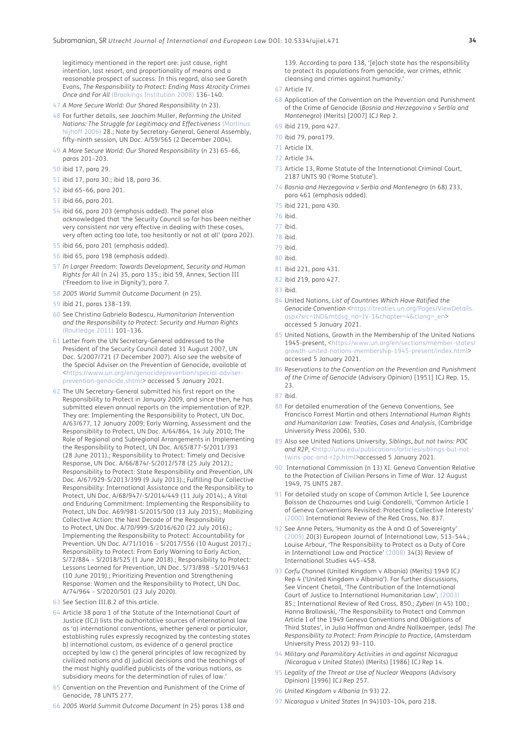legitimacy mentioned in the report are: just cause, right intention, last resort, and proportionality of means and a reasonable prospect of success. In this regard, also see Gareth Evans, *The Responsibility to Protect: Ending Mass Atrocity Crimes Once and For All* (Brookings Institution 2008) 136–140.

47 *A More Secure World: Our Shared Responsibility* (n 23).

48 For further details, see Joachim Muller, *Reforming the United Nations: The Struggle for Legitimacy and Effectiveness* (Martinus Nijhoff 2006) 28.; Note by Secretary-General, General Assembly, fifty-ninth session, UN Doc. A/59/565 (2 December 2004).

49 *A More Secure World: Our Shared Responsibility* (n 23) 65–66, paras 201–203.

50 ibid 17, para 29.

51 ibid 17, para 30.; ibid 18, para 36.

52 ibid 65–66, para 201.

53 ibid 66, para 201.

54 ibid 66, para 203 (emphasis added). The panel also acknowledged that 'the Security Council so far has been neither very consistent nor very effective in dealing with these cases, very often acting too late, too hesitantly or not at all' (para 202).

55 ibid 66, para 201 (emphasis added).

56 ibid 65, para 198 (emphasis added).

57 *In Larger Freedom: Towards Development, Security and Human Rights for All* (n 24) 35, para 135.; ibid 59, Annex, Section III ('Freedom to live in Dignity'), para 7.

58 *2005 World Summit Outcome Document* (n 25).

59 ibid 21, paras 138–139.

60 See Christina Gabriela Badescu, *Humanitarian Intervention and the Responsibility to Protect: Security and Human Rights* (Routledge 2011) 101–136.

61 Letter from the UN Secretary-General addressed to the President of the Security Council dated 31 August 2007, UN Doc. S/2007/721 (7 December 2007). Also see the website of the Special Adviser on the Prevention of Genocide, available at <https://www.un.org/en/genocideprevention/special-adviser-prevention-genocide.shtml> accessed 5 January 2021.

62 The UN Secretary-General submitted his first report on the Responsibility to Protect in January 2009, and since then, he has submitted eleven annual reports on the implementation of R2P. They are: Implementing the Responsibility to Protect, UN Doc. A/63/677, 12 January 2009; Early Warning, Assessment and the Responsibility to Protect, UN Doc. A/64/864, 14 July 2010; The Role of Regional and Subregional Arrangements in Implementing the Responsibility to Protect, UN Doc. A/65/877-S/2011/393 (28 June 2011).; Responsibility to Protect: Timely and Decisive Response, UN Doc. A/66/874/-S/2012/578 (25 July 2012).; Responsibility to Protect: State Responsibility and Prevention, UN Doc. A/67/929-S/2013/399 (9 July 2013).; Fulfilling Our Collective Responsibility: International Assistance and the Responsibility to Protect, UN Doc. A/68/947/-S/2014/449 (11 July 2014).; A Vital and Enduring Commitment: Implementing the Responsibility to Protect, UN Doc. A69/981-S/2015/500 (13 July 2015).; Mobilizing Collective Action: the Next Decade of the Responsibility to Protect, UN Doc. A/70/999-S/2016/620 (22 July 2016).; Implementing the Responsibility to Protect: Accountability for Prevention. UN Doc. A/71/1016 – S/2017/556 (10 August 2017).; Responsibility to Protect: From Early Warning to Early Action, S/72/884 – S/2018/525 (1 June 2018).; Responsibility to Protect: Lessons Learned for Prevention, UN Doc. S/73/898 –S/2019/463 (10 June 2019).; Prioritizing Prevention and Strengthening Response: Women and the Responsibility to Protect, UN Doc. A/74/964 – S/2020/501 (23 July 2020).

63 See Section III.B.2 of this article.

64 Article 38 para 1 of the Statute of the International Court of Justice (ICJ) lists the authoritative sources of international law as 'a) international conventions, whether general or particular, establishing rules expressly recognized by the contesting states b) international custom, as evidence of a general practice accepted by law c) the general principles of law recognized by civilized nations and d) judicial decisions and the teachings of the most highly qualified publicists of the various nations, as subsidiary means for the determination of rules of law.'

65 Convention on the Prevention and Punishment of the Crime of Genocide, 78 UNTS 277.

66 *2005 World Summit Outcome Document* (n 25) paras 138 and 139. According to para 138, '[e]ach state has the responsibility to protect its populations from genocide, war crimes, ethnic cleansing and crimes against humanity.'

67 Article IV.

68 Application of the Convention on the Prevention and Punishment of the Crime of Genocide (*Bosnia and Herzegovina v Serbia and Montenegro*) (Merits) [2007] ICJ Rep 2.

69 ibid 219, para 427.

70 ibid 79, para179.

71 Article IX.

72 Article 34.

73 Article 13, Rome Statute of the International Criminal Court, 2187 UNTS 90 ('Rome Statute').

74 *Bosnia and Herzegovina v Serbia and Montenegro* (n 68) 233, para 461 (emphasis added).

75 ibid 221, para 430.

76 ibid.

77 ibid.

78 ibid.

79 ibid.

80 ibid.

81 ibid 221, para 431.

82 ibid 219, para 427.

83 ibid.

84 United Nations, *List of Countries Which Have Ratified the Genocide Convention* <https://treaties.un.org/Pages/ViewDetails.aspx?src=IND&mtdsg_no=IV-1&chapter=4&clang=_en> accessed 5 January 2021.

85 United Nations, Growth in the Membership of the United Nations 1945-present, <https://www.un.org/en/sections/member-states/growth-united-nations-membership-1945-present/index.html> accessed 5 January 2021.

86 *Reservations to the Convention on the Prevention and Punishment of the Crime of Genocide* (Advisory Opinion) [1951] ICJ Rep. 15, 23.

87 ibid.

88 For detailed enumeration of the Geneva Conventions, See Francisco Forrest Martin and others *International Human Rights and Humanitarian Law: Treaties, Cases and Analysis*, (Cambridge University Press 2006), 530.

89 Also see United Nations University, *Siblings, but not twins: POC and R2P*, <http://unu.edu/publications/articles/siblings-but-not-twins-poc-and-r2p.html>accessed 5 January 2021.

90 International Commission (n 13) XI. Geneva Convention Relative to the Protection of Civilian Persons in Time of War. 12 August 1949, 75 UNTS 287.

91 For detailed study on scope of Common Article I, See Laurence Boisson de Chazournes and Luigi Condorelli, 'Common Article I of Geneva Conventions Revisited: Protecting Collective Interests' (2000) International Review of the Red Cross, No. 837.

92 See Anne Peters, 'Humanity as the A and Ω of Sovereignty' (2009) 20(3) European Journal of International Law, 513–544.; Louise Arbour, 'The Responsibility to Protect as a Duty of Care in International Law and Practice' (2008) 34(3) Review of International Studies 445–458.

93 *Corfu Channel* (United Kingdom v Albania) (Merits) 1949 ICJ Rep 4 ('United Kingdom v Albania'). For further discussions, See Vincent Chetail, 'The Contribution of the International Court of Justice to International Humanitarian Law', (2003) 85.; International Review of Red Cross, 850.; *Zyberi* (n 45) 100.; Hanna Brollowski, 'The Responsibility to Protect and Common Article I of the 1949 Geneva Conventions and Obligations of Third States', in Julia Hoffman and Andre Nollkaemper, (eds) *The Responsibility to Protect: From Principle to Practice*, (Amsterdam University Press 2012) 93–110.

94 *Military and Paramilitary Activities in and against Nicaragua (Nicaragua v United States)* (Merits) [1986] ICJ Rep 14.

95 *Legality of the Threat or Use of Nuclear Weapons* (Advisory Opinion) [1996] ICJ Rep 257.

96 *United Kingdom v Albania* (n 93) 22.

97 *Nicaragua v United States* (n 94)103–104, para 218.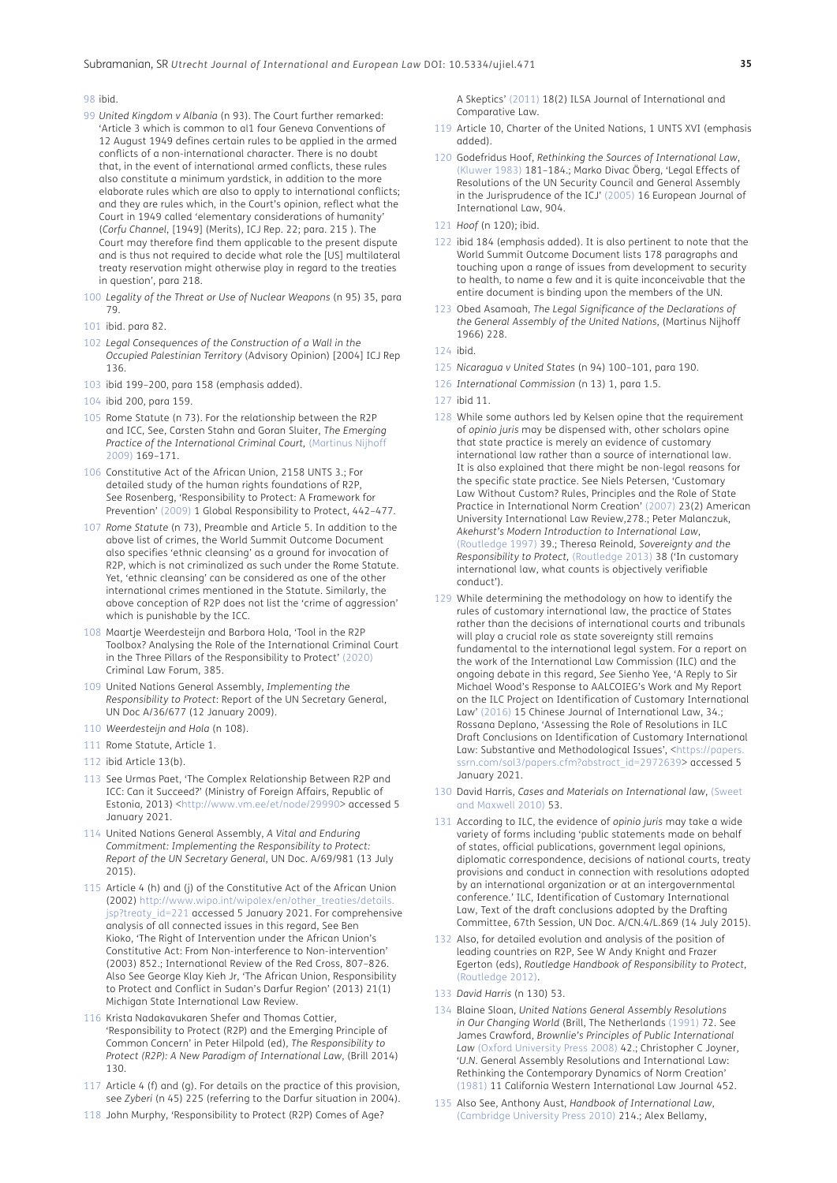98 ibid.

99 *United Kingdom v Albania* (n 93). The Court further remarked: 'Article 3 which is common to al1 four Geneva Conventions of 12 August 1949 defines certain rules to be applied in the armed conflicts of a non-international character. There is no doubt that, in the event of international armed conflicts, these rules also constitute a minimum yardstick, in addition to the more elaborate rules which are also to apply to international conflicts; and they are rules which, in the Court's opinion, reflect what the Court in 1949 called 'elementary considerations of humanity' (*Corfu Channel*, [1949] (Merits), ICJ Rep. 22; para. 215 ). The Court may therefore find them applicable to the present dispute and is thus not required to decide what role the [US] multilateral treaty reservation might otherwise play in regard to the treaties in question', para 218.

100 *Legality of the Threat or Use of Nuclear Weapons* (n 95) 35, para 79.

101 ibid. para 82.

102 *Legal Consequences of the Construction of a Wall in the Occupied Palestinian Territory* (Advisory Opinion) [2004] ICJ Rep 136.

103 ibid 199–200, para 158 (emphasis added).

104 ibid 200, para 159.

105 Rome Statute (n 73). For the relationship between the R2P and ICC, See, Carsten Stahn and Goran Sluiter, *The Emerging Practice of the International Criminal Court*, (Martinus Nijhoff 2009) 169–171.

106 Constitutive Act of the African Union, 2158 UNTS 3.; For detailed study of the human rights foundations of R2P, See Rosenberg, 'Responsibility to Protect: A Framework for Prevention' (2009) 1 Global Responsibility to Protect, 442–477.

107 *Rome Statute* (n 73), Preamble and Article 5. In addition to the above list of crimes, the World Summit Outcome Document also specifies 'ethnic cleansing' as a ground for invocation of R2P, which is not criminalized as such under the Rome Statute. Yet, 'ethnic cleansing' can be considered as one of the other international crimes mentioned in the Statute. Similarly, the above conception of R2P does not list the 'crime of aggression' which is punishable by the ICC.

108 Maartje Weerdesteijn and Barbora Hola, 'Tool in the R2P Toolbox? Analysing the Role of the International Criminal Court in the Three Pillars of the Responsibility to Protect' (2020) Criminal Law Forum, 385.

109 United Nations General Assembly, *Implementing the Responsibility to Protect*: Report of the UN Secretary General, UN Doc A/36/677 (12 January 2009).

110 *Weerdesteijn and Hola* (n 108).

111 Rome Statute, Article 1.

112 ibid Article 13(b).

113 See Urmas Paet, 'The Complex Relationship Between R2P and ICC: Can it Succeed?' (Ministry of Foreign Affairs, Republic of Estonia, 2013) <http://www.vm.ee/et/node/29990> accessed 5 January 2021.

114 United Nations General Assembly, *A Vital and Enduring Commitment: Implementing the Responsibility to Protect: Report of the UN Secretary General*, UN Doc. A/69/981 (13 July 2015).

115 Article 4 (h) and (j) of the Constitutive Act of the African Union (2002) http://www.wipo.int/wipolex/en/other_treaties/details.jsp?treaty_id=221 accessed 5 January 2021. For comprehensive analysis of all connected issues in this regard, See Ben Kioko, 'The Right of Intervention under the African Union's Constitutive Act: From Non-interference to Non-intervention' (2003) 852.; International Review of the Red Cross, 807–826. Also See George Klay Kieh Jr, 'The African Union, Responsibility to Protect and Conflict in Sudan's Darfur Region' (2013) 21(1) Michigan State International Law Review.

116 Krista Nadakavukaren Shefer and Thomas Cottier, 'Responsibility to Protect (R2P) and the Emerging Principle of Common Concern' in Peter Hilpold (ed), *The Responsibility to Protect (R2P): A New Paradigm of International Law*, (Brill 2014) 130.

117 Article 4 (f) and (g). For details on the practice of this provision, see *Zyberi* (n 45) 225 (referring to the Darfur situation in 2004).

118 John Murphy, 'Responsibility to Protect (R2P) Comes of Age? A Skeptics' (2011) 18(2) ILSA Journal of International and Comparative Law.

119 Article 10, Charter of the United Nations, 1 UNTS XVI (emphasis added).

120 Godefridus Hoof, *Rethinking the Sources of International Law*, (Kluwer 1983) 181–184.; Marko Divac Öberg, 'Legal Effects of Resolutions of the UN Security Council and General Assembly in the Jurisprudence of the ICJ' (2005) 16 European Journal of International Law, 904.

121 *Hoof* (n 120); ibid.

122 ibid 184 (emphasis added). It is also pertinent to note that the World Summit Outcome Document lists 178 paragraphs and touching upon a range of issues from development to security to health, to name a few and it is quite inconceivable that the entire document is binding upon the members of the UN.

123 Obed Asamoah, *The Legal Significance of the Declarations of the General Assembly of the United Nations*, (Martinus Nijhoff 1966) 228.

124 ibid.

125 *Nicaragua v United States* (n 94) 100–101, para 190.

126 *International Commission* (n 13) 1, para 1.5.

127 ibid 11.

128 While some authors led by Kelsen opine that the requirement of *opinio juris* may be dispensed with, other scholars opine that state practice is merely an evidence of customary international law rather than a source of international law. It is also explained that there might be non-legal reasons for the specific state practice. See Niels Petersen, 'Customary Law Without Custom? Rules, Principles and the Role of State Practice in International Norm Creation' (2007) 23(2) American University International Law Review,278.; Peter Malanczuk, *Akehurst's Modern Introduction to International Law*, (Routledge 1997) 39.; Theresa Reinold, *Sovereignty and the Responsibility to Protect*, (Routledge 2013) 38 ('In customary international law, what counts is objectively verifiable conduct').

129 While determining the methodology on how to identify the rules of customary international law, the practice of States rather than the decisions of international courts and tribunals will play a crucial role as state sovereignty still remains fundamental to the international legal system. For a report on the work of the International Law Commission (ILC) and the ongoing debate in this regard, *See* Sienho Yee, 'A Reply to Sir Michael Wood's Response to AALCOIEG's Work and My Report on the ILC Project on Identification of Customary International Law' (2016) 15 Chinese Journal of International Law, 34.; Rossana Deplano, 'Assessing the Role of Resolutions in ILC Draft Conclusions on Identification of Customary International Law: Substantive and Methodological Issues', <https://papers.ssrn.com/sol3/papers.cfm?abstract_id=2972639> accessed 5 January 2021.

130 David Harris, *Cases and Materials on International law*, (Sweet and Maxwell 2010) 53.

131 According to ILC, the evidence of *opinio juris* may take a wide variety of forms including 'public statements made on behalf of states, official publications, government legal opinions, diplomatic correspondence, decisions of national courts, treaty provisions and conduct in connection with resolutions adopted by an international organization or at an intergovernmental conference.' ILC, Identification of Customary International Law, Text of the draft conclusions adopted by the Drafting Committee, 67th Session, UN Doc. A/CN.4/L.869 (14 July 2015).

132 Also, for detailed evolution and analysis of the position of leading countries on R2P, See W Andy Knight and Frazer Egerton (eds), *Routledge Handbook of Responsibility to Protect*, (Routledge 2012).

133 *David Harris* (n 130) 53.

134 Blaine Sloan, *United Nations General Assembly Resolutions in Our Changing World* (Brill, The Netherlands (1991) 72. See James Crawford, *Brownlie's Principles of Public International Law* (Oxford University Press 2008) 42.; Christopher C Joyner, '*U.N.* General Assembly Resolutions and International Law: Rethinking the Contemporary Dynamics of Norm Creation' (1981) 11 California Western International Law Journal 452.

135 Also See, Anthony Aust, *Handbook of International Law*, (Cambridge University Press 2010) 214.; Alex Bellamy,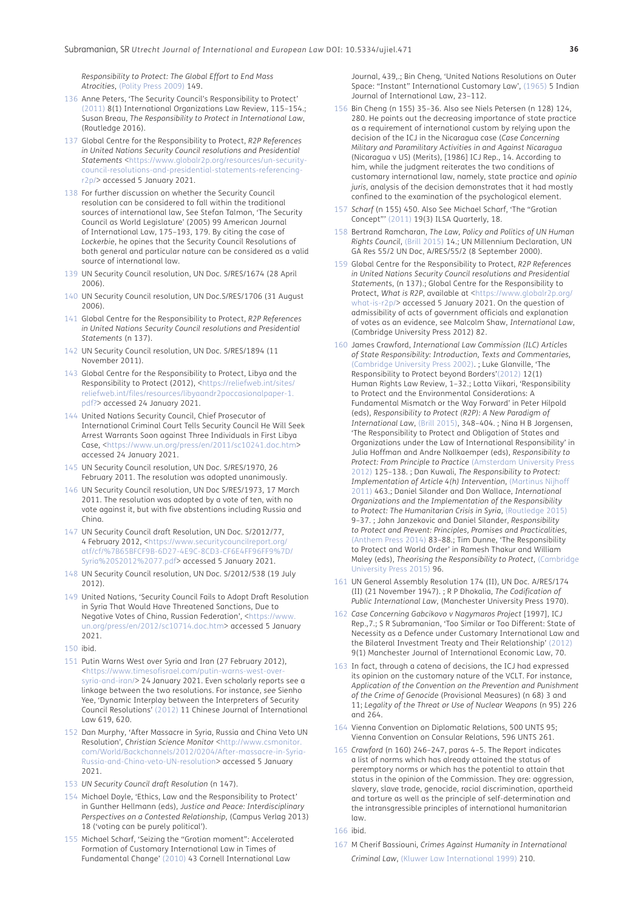*Responsibility to Protect: The Global Effort to End Mass Atrocities*, (Polity Press 2009) 149.

136 Anne Peters, 'The Security Council's Responsibility to Protect' (2011) 8(1) International Organizations Law Review, 115–154.; Susan Breau, *The Responsibility to Protect in International Law*, (Routledge 2016).

137 Global Centre for the Responsibility to Protect, *R2P References in United Nations Security Council resolutions and Presidential Statements* <https://www.globalr2p.org/resources/un-security-council-resolutions-and-presidential-statements-referencing-r2p/> accessed 5 January 2021.

138 For further discussion on whether the Security Council resolution can be considered to fall within the traditional sources of international law, See Stefan Talmon, 'The Security Council as World Legislature' (2005) 99 American Journal of International Law, 175–193, 179. By citing the case of *Lockerbie*, he opines that the Security Council Resolutions of both general and particular nature can be considered as a valid source of international law.

139 UN Security Council resolution, UN Doc. S/RES/1674 (28 April 2006).

140 UN Security Council resolution, UN Doc.S/RES/1706 (31 August 2006).

141 Global Centre for the Responsibility to Protect, *R2P References in United Nations Security Council resolutions and Presidential Statements* (n 137).

142 UN Security Council resolution, UN Doc. S/RES/1894 (11 November 2011).

143 Global Centre for the Responsibility to Protect, Libya and the Responsibility to Protect (2012), <https://reliefweb.int/sites/reliefweb.int/files/resources/libyaandr2poccasionalpaper-1.pdf?> accessed 24 January 2021.

144 United Nations Security Council, Chief Prosecutor of International Criminal Court Tells Security Council He Will Seek Arrest Warrants Soon against Three Individuals in First Libya Case, <https://www.un.org/press/en/2011/sc10241.doc.htm> accessed 24 January 2021.

145 UN Security Council resolution, UN Doc. S/RES/1970, 26 February 2011. The resolution was adopted unanimously.

146 UN Security Council resolution, UN Doc S/RES/1973, 17 March 2011. The resolution was adopted by a vote of ten, with no vote against it, but with five abstentions including Russia and China.

147 UN Security Council draft Resolution, UN Doc. S/2012/77, 4 February 2012, <https://www.securitycouncilreport.org/atf/cf/%7B65BFCF9B-6D27-4E9C-8CD3-CF6E4FF96FF9%7D/Syria%20S2012%2077.pdf> accessed 5 January 2021.

148 UN Security Council resolution, UN Doc. S/2012/538 (19 July 2012).

149 United Nations, 'Security Council Fails to Adopt Draft Resolution in Syria That Would Have Threatened Sanctions, Due to Negative Votes of China, Russian Federation', <https://www.un.org/press/en/2012/sc10714.doc.htm> accessed 5 January 2021.

150 ibid.

151 Putin Warns West over Syria and Iran (27 February 2012), <https://www.timesofisrael.com/putin-warns-west-over-syria-and-iran/> 24 January 2021. Even scholarly reports see a linkage between the two resolutions. For instance, *see* Sienho Yee, 'Dynamic Interplay between the Interpreters of Security Council Resolutions' (2012) 11 Chinese Journal of International Law 619, 620.

152 Dan Murphy, 'After Massacre in Syria, Russia and China Veto UN Resolution', *Christian Science Monitor* <http://www.csmonitor.com/World/Backchannels/2012/0204/After-massacre-in-Syria-Russia-and-China-veto-UN-resolution> accessed 5 January 2021.

153 *UN Security Council draft Resolution* (n 147).

154 Michael Doyle, 'Ethics, Law and the Responsibility to Protect' in Gunther Hellmann (eds), *Justice and Peace: Interdisciplinary Perspectives on a Contested Relationship*, (Campus Verlag 2013) 18 ('voting can be purely political').

155 Michael Scharf, 'Seizing the "Grotian moment": Accelerated Formation of Customary International Law in Times of Fundamental Change' (2010) 43 Cornell International Law Journal, 439,.; Bin Cheng, 'United Nations Resolutions on Outer Space: "Instant" International Customary Law', (1965) 5 Indian Journal of International Law, 23–112.

156 Bin Cheng (n 155) 35–36. Also see Niels Petersen (n 128) 124, 280. He points out the decreasing importance of state practice as a requirement of international custom by relying upon the decision of the ICJ in the Nicaragua case (*Case Concerning Military and Paramilitary Activities in and Against Nicaragua* (Nicaragua v US) (Merits), [1986] ICJ Rep., 14. According to him, while the judgment reiterates the two conditions of customary international law, namely, state practice and *opinio juris*, analysis of the decision demonstrates that it had mostly confined to the examination of the psychological element.

157 *Scharf* (n 155) 450. Also See Michael Scharf, 'The "Grotian Concept"' (2011) 19(3) ILSA Quarterly, 18.

158 Bertrand Ramcharan, *The Law, Policy and Politics of UN Human Rights Council*, (Brill 2015) 14.; UN Millennium Declaration, UN GA Res 55/2 UN Doc, A/RES/55/2 (8 September 2000).

159 Global Centre for the Responsibility to Protect, *R2P References in United Nations Security Council resolutions and Presidential Statements*, (n 137).; Global Centre for the Responsibility to Protect, *What is R2P*, available at <https://www.globalr2p.org/what-is-r2p/> accessed 5 January 2021. On the question of admissibility of acts of government officials and explanation of votes as an evidence, see Malcolm Shaw, *International Law*, (Cambridge University Press 2012) 82.

160 James Crawford, *International Law Commission (ILC) Articles of State Responsibility: Introduction, Texts and Commentaries*, (Cambridge University Press 2002). ; Luke Glanville, 'The Responsibility to Protect beyond Borders'(2012) 12(1) Human Rights Law Review, 1–32.; Lotta Viikari, 'Responsibility to Protect and the Environmental Considerations: A Fundamental Mismatch or the Way Forward' in Peter Hilpold (eds), *Responsibility to Protect (R2P): A New Paradigm of International Law*, (Brill 2015), 348–404. ; Nina H B Jorgensen, 'The Responsibility to Protect and Obligation of States and Organizations under the Law of International Responsibility' in Julia Hoffman and Andre Nollkaemper (eds), *Responsibility to Protect: From Principle to Practice* (Amsterdam University Press 2012) 125–138. ; Dan Kuwali, *The Responsibility to Protect: Implementation of Article 4(h) Intervention*, (Martinus Nijhoff 2011) 463.; Daniel Silander and Don Wallace, *International Organizations and the Implementation of the Responsibility to Protect: The Humanitarian Crisis in Syria*, (Routledge 2015) 9–37. ; John Janzekovic and Daniel Silander, *Responsibility to Protect and Prevent: Principles, Promises and Practicalities*, (Anthem Press 2014) 83–88.; Tim Dunne, 'The Responsibility to Protect and World Order' in Ramesh Thakur and William Maley (eds), *Theorising the Responsibility to Protect*, (Cambridge University Press 2015) 96.

161 UN General Assembly Resolution 174 (II), UN Doc. A/RES/174 (II) (21 November 1947). ; R P Dhokalia, *The Codification of Public International Law*, (Manchester University Press 1970).

162 *Case Concerning Gabcikovo v Nagymaros Project* [1997], ICJ Rep.,7.; S R Subramanian, 'Too Similar or Too Different: State of Necessity as a Defence under Customary International Law and the Bilateral Investment Treaty and Their Relationship' (2012) 9(1) Manchester Journal of International Economic Law, 70.

163 In fact, through a catena of decisions, the ICJ had expressed its opinion on the customary nature of the VCLT. For instance, *Application of the Convention on the Prevention and Punishment of the Crime of Genocide* (Provisional Measures) (n 68) 3 and 11; *Legality of the Threat or Use of Nuclear Weapons* (n 95) 226 and 264.

164 Vienna Convention on Diplomatic Relations, 500 UNTS 95; Vienna Convention on Consular Relations, 596 UNTS 261.

165 *Crawford* (n 160) 246–247, paras 4–5. The Report indicates a list of norms which has already attained the status of peremptory norms or which has the potential to attain that status in the opinion of the Commission. They are: aggression, slavery, slave trade, genocide, racial discrimination, apartheid and torture as well as the principle of self-determination and the intransgressible principles of international humanitarian law.

166 ibid.

167 M Cherif Bassiouni, *Crimes Against Humanity in International Criminal Law*, (Kluwer Law International 1999) 210.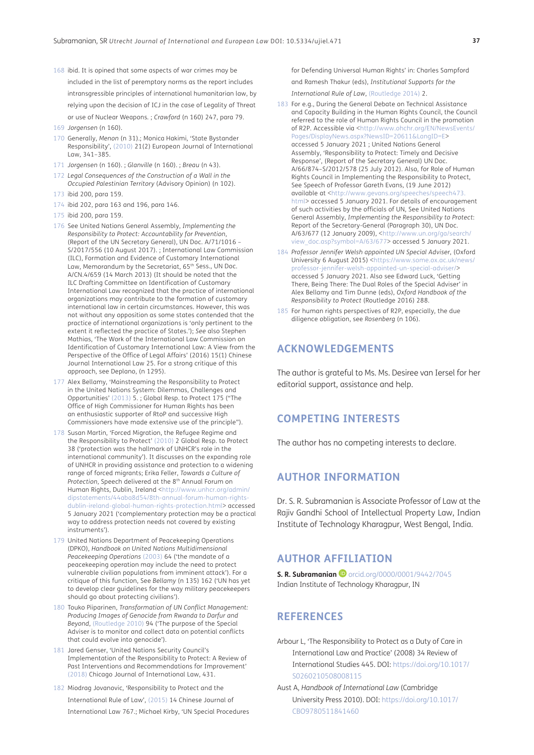168 ibid. It is opined that some aspects of war crimes may be included in the list of peremptory norms as the report includes intransgressible principles of international humanitarian law, by relying upon the decision of ICJ in the case of Legality of Threat or use of Nuclear Weapons. ; *Crawford* (n 160) 247, para 79.

169 *Jorgensen* (n 160).

170 Generally, *Menon* (n 31).; Monica Hakimi, 'State Bystander Responsibility', (2010) 21(2) European Journal of International Law, 341–385.

171 *Jorgensen* (n 160). ; *Glanville* (n 160). ; *Breau* (n 43).

172 *Legal Consequences of the Construction of a Wall in the Occupied Palestinian Territory* (Advisory Opinion) (n 102).

173 ibid 200, para 159.

174 ibid 202, para 163 and 196, para 146.

175 ibid 200, para 159.

176 See United Nations General Assembly, *Implementing the Responsibility to Protect: Accountability for Prevention*, (Report of the UN Secretary General), UN Doc. A/71/1016 – S/2017/556 (10 August 2017). ; International Law Commission (ILC), Formation and Evidence of Customary International Law, Memorandum by the Secretariat, 65th Sess., UN Doc. A/CN.4/659 (14 March 2013) (It should be noted that the ILC Drafting Committee on Identification of Customary International Law recognized that the practice of international organizations may contribute to the formation of customary international law in certain circumstances. However, this was not without any opposition as some states contended that the practice of international organizations is 'only pertinent to the extent it reflected the practice of States.'); See also Stephen Mathias, 'The Work of the International Law Commission on Identification of Customary International Law: A View from the Perspective of the Office of Legal Affairs' (2016) 15(1) Chinese Journal International Law 25. For a strong critique of this approach, see Deplano, (n 1295).

177 Alex Bellamy, 'Mainstreaming the Responsibility to Protect in the United Nations System: Dilemmas, Challenges and Opportunities' (2013) 5. ; Global Resp. to Protect 175 ("The Office of High Commissioner for Human Rights has been an enthusiastic supporter of RtoP and successive High Commissioners have made extensive use of the principle").

178 Susan Martin, 'Forced Migration, the Refugee Regime and the Responsibility to Protect' (2010) 2 Global Resp. to Protect 38 ('protection was the hallmark of UNHCR's role in the international community'). It discusses on the expanding role of UNHCR in providing assistance and protection to a widening range of forced migrants; Erika Feller, *Towards a Culture of Protection*, Speech delivered at the 8th Annual Forum on Human Rights, Dublin, Ireland <http://www.unhcr.org/admin/dipstatements/44aba8d54/8th-annual-forum-human-rights-dublin-ireland-global-human-rights-protection.html> accessed 5 January 2021 ('complementary protection may be a practical way to address protection needs not covered by existing instruments').

179 United Nations Department of Peacekeeping Operations (DPKO), *Handbook on United Nations Multidimensional Peacekeeping Operations* (2003) 64 ('the mandate of a peacekeeping operation may include the need to protect vulnerable civilian populations from imminent attack'). For a critique of this function, See *Bellamy* (n 135) 162 ('UN has yet to develop clear guidelines for the way military peacekeepers should go about protecting civilians').

180 Touko Piiparinen, *Transformation of UN Conflict Management: Producing Images of Genocide from Rwanda to Darfur and Beyond*, (Routledge 2010) 94 ('The purpose of the Special Adviser is to monitor and collect data on potential conflicts that could evolve into genocide').

181 Jared Genser, 'United Nations Security Council's Implementation of the Responsibility to Protect: A Review of Past Interventions and Recommendations for Improvement' (2018) Chicago Journal of International Law, 431.

182 Miodrag Jovanovic, 'Responsibility to Protect and the International Rule of Law', (2015) 14 Chinese Journal of International Law 767.; Michael Kirby, 'UN Special Procedures for Defending Universal Human Rights' in: Charles Sampford and Ramesh Thakur (eds), *Institutional Supports for the International Rule of Law*, (Routledge 2014) 2.

183 For e.g., During the General Debate on Technical Assistance and Capacity Building in the Human Rights Council, the Council referred to the role of Human Rights Council in the promotion of R2P. Accessible via <http://www.ohchr.org/EN/NewsEvents/Pages/DisplayNews.aspx?NewsID=20611&LangID=E> accessed 5 January 2021 ; United Nations General Assembly, 'Responsibility to Protect: Timely and Decisive Response', (Report of the Secretary General) UN Doc. A/66/874–S/2012/578 (25 July 2012). Also, for Role of Human Rights Council in Implementing the Responsibility to Protect, See Speech of Professor Gareth Evans, (19 June 2012) available at <http://www.gevans.org/speeches/speech473.html> accessed 5 January 2021. For details of encouragement of such activities by the officials of UN, See United Nations General Assembly, *Implementing the Responsibility to Protect:* Report of the Secretary-General (Paragraph 30), UN Doc. A/63/677 (12 January 2009), <http://www.un.org/ga/search/view_doc.asp?symbol=A/63/677> accessed 5 January 2021.

184 *Professor Jennifer Welsh appointed UN Special Adviser*, (Oxford University 6 August 2015) <https://www.some.ox.ac.uk/news/professor-jennifer-welsh-appointed-un-special-adviser/> accessed 5 January 2021. Also see Edward Luck, 'Getting There, Being There: The Dual Roles of the Special Adviser' in Alex Bellamy and Tim Dunne (eds), *Oxford Handbook of the Responsibility to Protect* (Routledge 2016) 288.

185 For human rights perspectives of R2P, especially, the due diligence obligation, see *Rosenberg* (n 106).

## ACKNOWLEDGEMENTS

The author is grateful to Ms. Ms. Desiree van Iersel for her editorial support, assistance and help.

## COMPETING INTERESTS

The author has no competing interests to declare.

## AUTHOR INFORMATION

Dr. S. R. Subramanian is Associate Professor of Law at the Rajiv Gandhi School of Intellectual Property Law, Indian Institute of Technology Kharagpur, West Bengal, India.

## AUTHOR AFFILIATION

**S. R. Subramanian** orcid.org/0000/0001/9442/7045
Indian Institute of Technology Kharagpur, IN

## REFERENCES

Arbour L, 'The Responsibility to Protect as a Duty of Care in International Law and Practice' (2008) 34 Review of International Studies 445. DOI: https://doi.org/10.1017/S0260210508008115

Aust A, *Handbook of International Law* (Cambridge University Press 2010). DOI: https://doi.org/10.1017/CBO9780511841460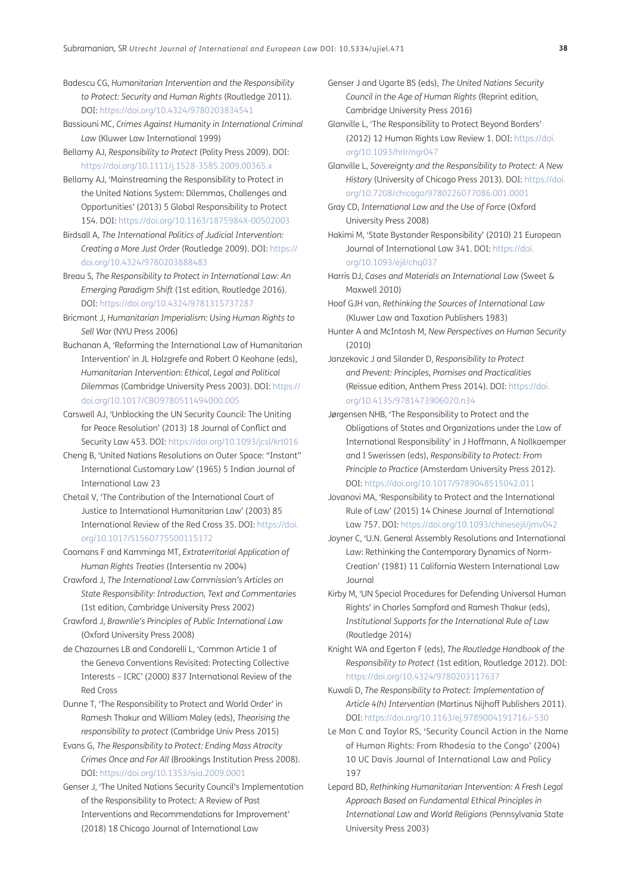Badescu CG, *Humanitarian Intervention and the Responsibility to Protect: Security and Human Rights* (Routledge 2011). DOI: https://doi.org/10.4324/9780203834541

Bassiouni MC, *Crimes Against Humanity in International Criminal Law* (Kluwer Law International 1999)

Bellamy AJ, *Responsibility to Protect* (Polity Press 2009). DOI: https://doi.org/10.1111/j.1528-3585.2009.00365.x

Bellamy AJ, 'Mainstreaming the Responsibility to Protect in the United Nations System: Dilemmas, Challenges and Opportunities' (2013) 5 Global Responsibility to Protect 154. DOI: https://doi.org/10.1163/1875984X-00502003

Birdsall A, *The International Politics of Judicial Intervention: Creating a More Just Order* (Routledge 2009). DOI: https://doi.org/10.4324/9780203888483

Breau S, *The Responsibility to Protect in International Law: An Emerging Paradigm Shift* (1st edition, Routledge 2016). DOI: https://doi.org/10.4324/9781315737287

Bricmont J, *Humanitarian Imperialism: Using Human Rights to Sell War* (NYU Press 2006)

Buchanan A, 'Reforming the International Law of Humanitarian Intervention' in JL Holzgrefe and Robert O Keohane (eds), *Humanitarian Intervention: Ethical, Legal and Political Dilemmas* (Cambridge University Press 2003). DOI: https://doi.org/10.1017/CBO9780511494000.005

Carswell AJ, 'Unblocking the UN Security Council: The Uniting for Peace Resolution' (2013) 18 Journal of Conflict and Security Law 453. DOI: https://doi.org/10.1093/jcsl/krt016

Cheng B, 'United Nations Resolutions on Outer Space: "Instant" International Customary Law' (1965) 5 Indian Journal of International Law 23

Chetail V, 'The Contribution of the International Court of Justice to International Humanitarian Law' (2003) 85 International Review of the Red Cross 35. DOI: https://doi.org/10.1017/S1560775500115172

Coomans F and Kamminga MT, *Extraterritorial Application of Human Rights Treaties* (Intersentia nv 2004)

Crawford J, *The International Law Commission's Articles on State Responsibility: Introduction, Text and Commentaries* (1st edition, Cambridge University Press 2002)

Crawford J, *Brownlie's Principles of Public International Law* (Oxford University Press 2008)

de Chazournes LB and Condorelli L, 'Common Article 1 of the Geneva Conventions Revisited: Protecting Collective Interests – ICRC' (2000) 837 International Review of the Red Cross

Dunne T, 'The Responsibility to Protect and World Order' in Ramesh Thakur and William Maley (eds), *Theorising the responsibility to protect* (Cambridge Univ Press 2015)

Evans G, *The Responsibility to Protect: Ending Mass Atrocity Crimes Once and For All* (Brookings Institution Press 2008). DOI: https://doi.org/10.1353/isia.2009.0001

Genser J, 'The United Nations Security Council's Implementation of the Responsibility to Protect: A Review of Past Interventions and Recommendations for Improvement' (2018) 18 Chicago Journal of International Law

Genser J and Ugarte BS (eds), *The United Nations Security Council in the Age of Human Rights* (Reprint edition, Cambridge University Press 2016)

Glanville L, 'The Responsibility to Protect Beyond Borders' (2012) 12 Human Rights Law Review 1. DOI: https://doi.org/10.1093/hrlr/ngr047

Glanville L, *Sovereignty and the Responsibility to Protect: A New History* (University of Chicago Press 2013). DOI: https://doi.org/10.7208/chicago/9780226077086.001.0001

Gray CD, *International Law and the Use of Force* (Oxford University Press 2008)

Hakimi M, 'State Bystander Responsibility' (2010) 21 European Journal of International Law 341. DOI: https://doi.org/10.1093/ejil/chq037

Harris DJ, *Cases and Materials on International Law* (Sweet & Maxwell 2010)

Hoof GJH van, *Rethinking the Sources of International Law* (Kluwer Law and Taxation Publishers 1983)

Hunter A and McIntosh M, *New Perspectives on Human Security* (2010)

Janzekovic J and Silander D, *Responsibility to Protect and Prevent: Principles, Promises and Practicalities* (Reissue edition, Anthem Press 2014). DOI: https://doi.org/10.4135/9781473906020.n34

Jørgensen NHB, 'The Responsibility to Protect and the Obligations of States and Organizations under the Law of International Responsibility' in J Hoffmann, A Nollkaemper and I Swerissen (eds), *Responsibility to Protect: From Principle to Practice* (Amsterdam University Press 2012). DOI: https://doi.org/10.1017/9789048515042.011

Jovanovi MA, 'Responsibility to Protect and the International Rule of Law' (2015) 14 Chinese Journal of International Law 757. DOI: https://doi.org/10.1093/chinesejil/jmv042

Joyner C, 'U.N. General Assembly Resolutions and International Law: Rethinking the Contemporary Dynamics of Norm-Creation' (1981) 11 California Western International Law Journal

Kirby M, 'UN Special Procedures for Defending Universal Human Rights' in Charles Sampford and Ramesh Thakur (eds), *Institutional Supports for the International Rule of Law* (Routledge 2014)

Knight WA and Egerton F (eds), *The Routledge Handbook of the Responsibility to Protect* (1st edition, Routledge 2012). DOI: https://doi.org/10.4324/9780203117637

Kuwali D, *The Responsibility to Protect: Implementation of Article 4(h) Intervention* (Martinus Nijhoff Publishers 2011). DOI: https://doi.org/10.1163/ej.9789004191716.i-530

Le Mon C and Taylor RS, 'Security Council Action in the Name of Human Rights: From Rhodesia to the Congo' (2004) 10 UC Davis Journal of International Law and Policy 197

Lepard BD, *Rethinking Humanitarian Intervention: A Fresh Legal Approach Based on Fundamental Ethical Principles in International Law and World Religions* (Pennsylvania State University Press 2003)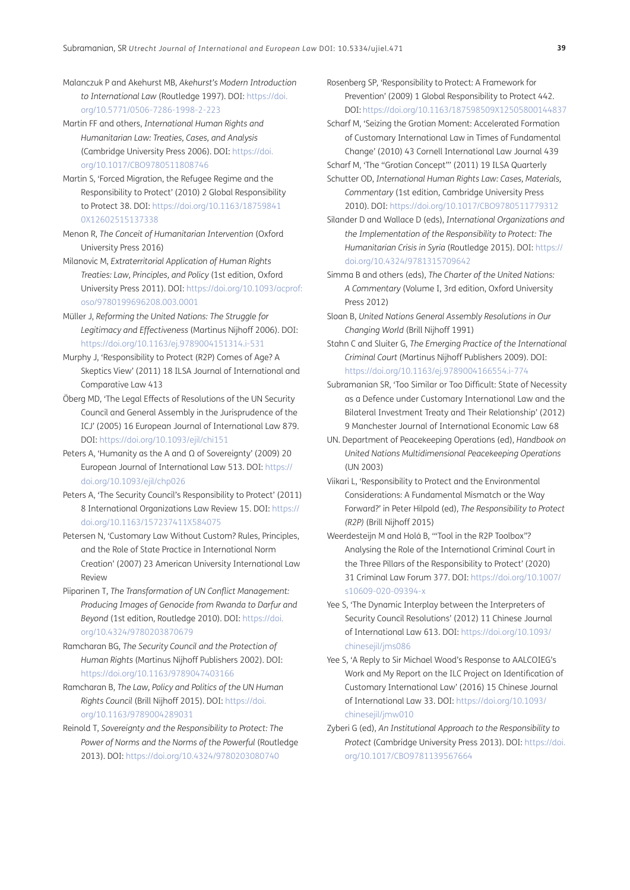Malanczuk P and Akehurst MB, *Akehurst's Modern Introduction to International Law* (Routledge 1997). DOI: https://doi.org/10.5771/0506-7286-1998-2-223

Martin FF and others, *International Human Rights and Humanitarian Law: Treaties, Cases, and Analysis* (Cambridge University Press 2006). DOI: https://doi.org/10.1017/CBO9780511808746

Martin S, 'Forced Migration, the Refugee Regime and the Responsibility to Protect' (2010) 2 Global Responsibility to Protect 38. DOI: https://doi.org/10.1163/187598410X12602515137338

Menon R, *The Conceit of Humanitarian Intervention* (Oxford University Press 2016)

Milanovic M, *Extraterritorial Application of Human Rights Treaties: Law, Principles, and Policy* (1st edition, Oxford University Press 2011). DOI: https://doi.org/10.1093/acprof:oso/9780199696208.003.0001

Müller J, *Reforming the United Nations: The Struggle for Legitimacy and Effectiveness* (Martinus Nijhoff 2006). DOI: https://doi.org/10.1163/ej.9789004151314.i-531

Murphy J, 'Responsibility to Protect (R2P) Comes of Age? A Skeptics View' (2011) 18 ILSA Journal of International and Comparative Law 413

Öberg MD, 'The Legal Effects of Resolutions of the UN Security Council and General Assembly in the Jurisprudence of the ICJ' (2005) 16 European Journal of International Law 879. DOI: https://doi.org/10.1093/ejil/chi151

Peters A, 'Humanity as the A and Ω of Sovereignty' (2009) 20 European Journal of International Law 513. DOI: https://doi.org/10.1093/ejil/chp026

Peters A, 'The Security Council's Responsibility to Protect' (2011) 8 International Organizations Law Review 15. DOI: https://doi.org/10.1163/157237411X584075

Petersen N, 'Customary Law Without Custom? Rules, Principles, and the Role of State Practice in International Norm Creation' (2007) 23 American University International Law Review

Piiparinen T, *The Transformation of UN Conflict Management: Producing Images of Genocide from Rwanda to Darfur and Beyond* (1st edition, Routledge 2010). DOI: https://doi.org/10.4324/9780203870679

Ramcharan BG, *The Security Council and the Protection of Human Rights* (Martinus Nijhoff Publishers 2002). DOI: https://doi.org/10.1163/9789047403166

Ramcharan B, *The Law, Policy and Politics of the UN Human Rights Council* (Brill Nijhoff 2015). DOI: https://doi.org/10.1163/9789004289031

Reinold T, *Sovereignty and the Responsibility to Protect: The Power of Norms and the Norms of the Powerful* (Routledge 2013). DOI: https://doi.org/10.4324/9780203080740

Rosenberg SP, 'Responsibility to Protect: A Framework for Prevention' (2009) 1 Global Responsibility to Protect 442. DOI: https://doi.org/10.1163/187598509X12505800144837

Scharf M, 'Seizing the Grotian Moment: Accelerated Formation of Customary International Law in Times of Fundamental Change' (2010) 43 Cornell International Law Journal 439

Scharf M, 'The "Grotian Concept"' (2011) 19 ILSA Quarterly

Schutter OD, *International Human Rights Law: Cases, Materials, Commentary* (1st edition, Cambridge University Press 2010). DOI: https://doi.org/10.1017/CBO9780511779312

Silander D and Wallace D (eds), *International Organizations and the Implementation of the Responsibility to Protect: The Humanitarian Crisis in Syria* (Routledge 2015). DOI: https://doi.org/10.4324/9781315709642

Simma B and others (eds), *The Charter of the United Nations: A Commentary* (Volume I, 3rd edition, Oxford University Press 2012)

Sloan B, *United Nations General Assembly Resolutions in Our Changing World* (Brill Nijhoff 1991)

Stahn C and Sluiter G, *The Emerging Practice of the International Criminal Court* (Martinus Nijhoff Publishers 2009). DOI: https://doi.org/10.1163/ej.9789004166554.i-774

Subramanian SR, 'Too Similar or Too Difficult: State of Necessity as a Defence under Customary International Law and the Bilateral Investment Treaty and Their Relationship' (2012) 9 Manchester Journal of International Economic Law 68

UN. Department of Peacekeeping Operations (ed), *Handbook on United Nations Multidimensional Peacekeeping Operations* (UN 2003)

Viikari L, 'Responsibility to Protect and the Environmental Considerations: A Fundamental Mismatch or the Way Forward?' in Peter Hilpold (ed), *The Responsibility to Protect (R2P)* (Brill Nijhoff 2015)

Weerdesteijn M and Holá B, '"Tool in the R2P Toolbox"? Analysing the Role of the International Criminal Court in the Three Pillars of the Responsibility to Protect' (2020) 31 Criminal Law Forum 377. DOI: https://doi.org/10.1007/s10609-020-09394-x

Yee S, 'The Dynamic Interplay between the Interpreters of Security Council Resolutions' (2012) 11 Chinese Journal of International Law 613. DOI: https://doi.org/10.1093/chinesejil/jms086

Yee S, 'A Reply to Sir Michael Wood's Response to AALCOIEG's Work and My Report on the ILC Project on Identification of Customary International Law' (2016) 15 Chinese Journal of International Law 33. DOI: https://doi.org/10.1093/chinesejil/jmw010

Zyberi G (ed), *An Institutional Approach to the Responsibility to Protect* (Cambridge University Press 2013). DOI: https://doi.org/10.1017/CBO9781139567664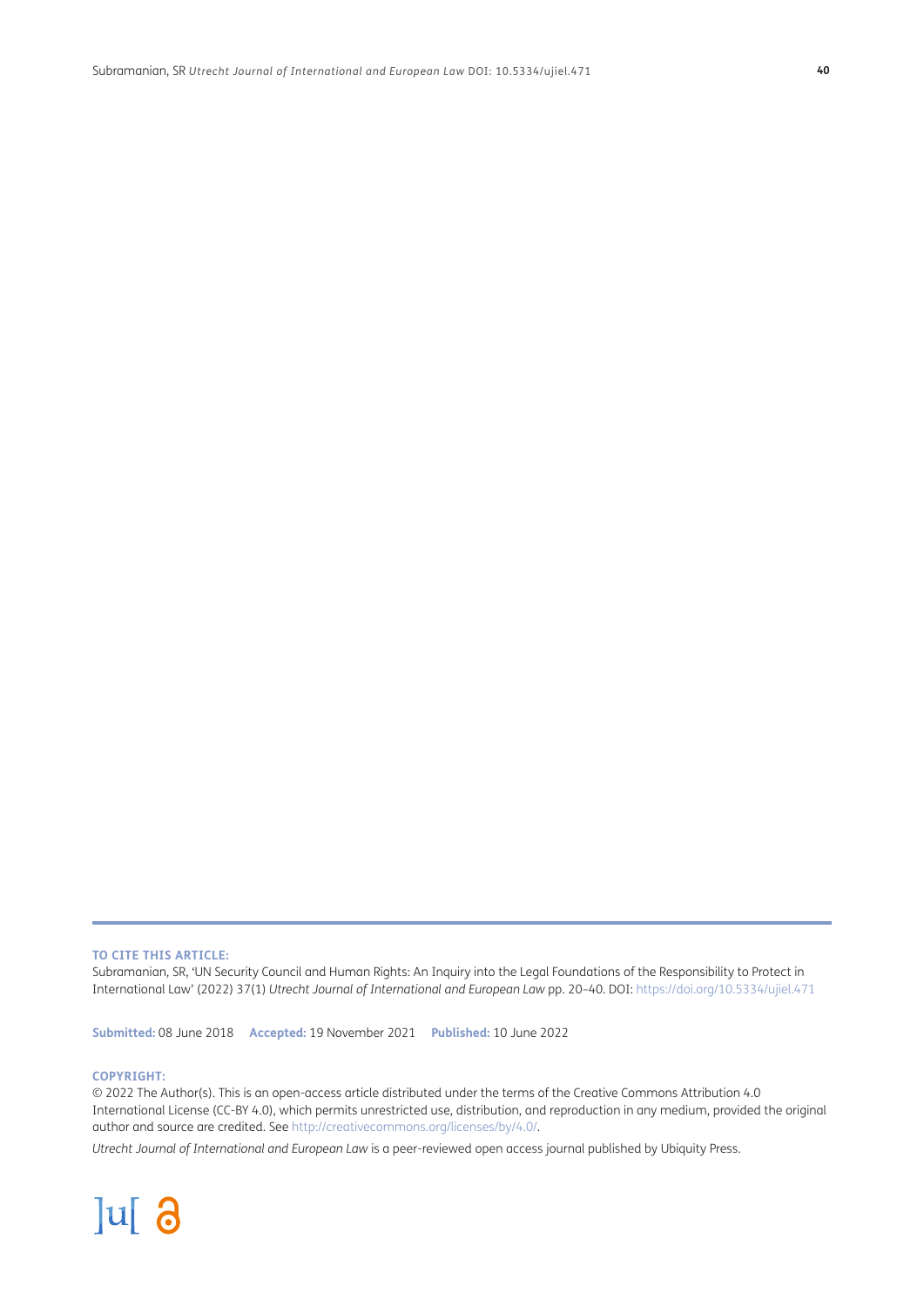**TO CITE THIS ARTICLE:**

Subramanian, SR, 'UN Security Council and Human Rights: An Inquiry into the Legal Foundations of the Responsibility to Protect in International Law' (2022) 37(1) *Utrecht Journal of International and European Law* pp. 20–40. DOI: https://doi.org/10.5334/ujiel.471

**Submitted:** 08 June 2018 **Accepted:** 19 November 2021 **Published:** 10 June 2022

**COPYRIGHT:**

© 2022 The Author(s). This is an open-access article distributed under the terms of the Creative Commons Attribution 4.0 International License (CC-BY 4.0), which permits unrestricted use, distribution, and reproduction in any medium, provided the original author and source are credited. See http://creativecommons.org/licenses/by/4.0/.

*Utrecht Journal of International and European Law* is a peer-reviewed open access journal published by Ubiquity Press.